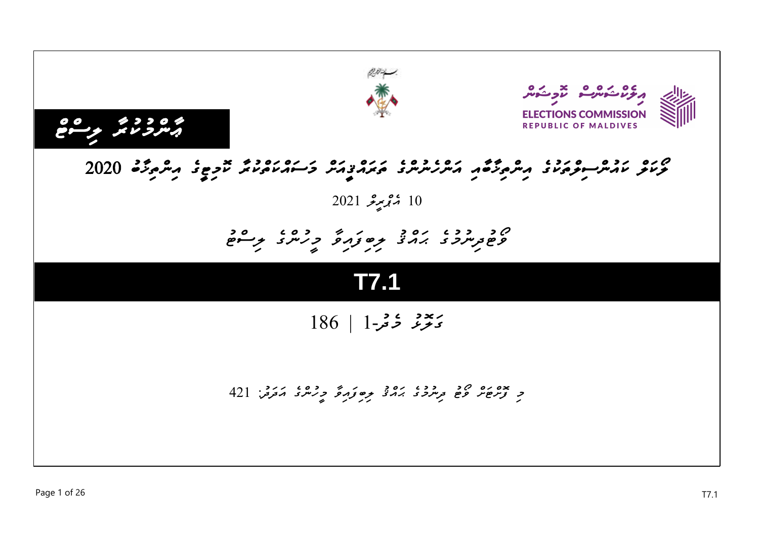بسم الله الرحمن الرحيم

އިލެކްޝަންސް ކޮމިޝަން

ELECTIONS COMMISSION
REPUBLIC OF MALDIVES

# އާންމުކުރާ ލިސްޓު

## ލޯކަލް ކައުންސިލްތަކުގެ އިންތިޚާބާއި އަންހެނުންގެ ތަރައްޤީއަށް މަސައްކަތްކުރާ ކޮމިޓީގެ އިންތިޚާބު 2020

10 އޭޕްރިލް 2021

## ވޯޓުދިނުމުގެ ހައްޤު ލިބިފައިވާ މީހުންގެ ލިސްޓު

# T7.1

ގަޒޫގެ ގުދު-1 | 186

މި ފޮށްޓަށް ވޯޓު ދިނުމުގެ ހައްޤު ލިބިފައިވާ މީހުންގެ އަދަދު: 421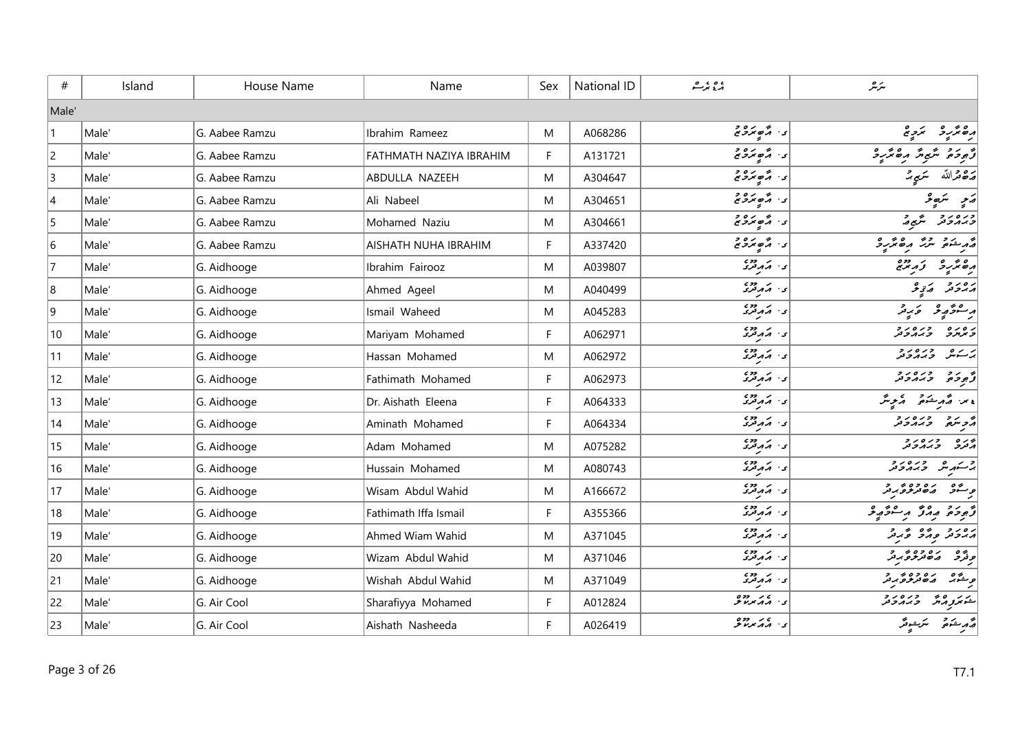| # | Island | House Name | Name | Sex | National ID | ގެއެގެ ނަން | ނަން |
|---|---|---|---|---|---|---|---|
| Male' | | | | | | | |
| 1 | Male' | G. Aabee Ramzu | Ibrahim Rameez | M | A068286 | ގ. އާބީރަމްޒު | އިބްރާހީމް ރަމީޒް |
| 2 | Male' | G. Aabee Ramzu | FATHMATH NAZIYA IBRAHIM | F | A131721 | ގ. އާބީރަމްޒު | ފާތިމަތު ނާޒިޔާ އިބްރާހީމް |
| 3 | Male' | G. Aabee Ramzu | ABDULLA NAZEEH | M | A304647 | ގ. އާބީރަމްޒު | އަބްދުﷲ ނަޒީހް |
| 4 | Male' | G. Aabee Ramzu | Ali Nabeel | M | A304651 | ގ. އާބީރަމްޒު | އަލީ ނަބީލް |
| 5 | Male' | G. Aabee Ramzu | Mohamed Naziu | M | A304661 | ގ. އާބީރަމްޒު | މުހައްމަދު ނާޒިއު |
| 6 | Male' | G. Aabee Ramzu | AISHATH NUHA IBRAHIM | F | A337420 | ގ. އާބީރަމްޒު | އާއިޝަތު ނުހާ އިބްރާހީމް |
| 7 | Male' | G. Aidhooge | Ibrahim Fairooz | M | A039807 | ގ. އައިދޫގެ | އިބްރާހީމް ފައިރޫޒް |
| 8 | Male' | G. Aidhooge | Ahmed Ageel | M | A040499 | ގ. އައިދޫގެ | އަހުމަދު އަގީލު |
| 9 | Male' | G. Aidhooge | Ismail Waheed | M | A045283 | ގ. އައިދޫގެ | އިސްމާއީލް ވަހީދު |
| 10 | Male' | G. Aidhooge | Mariyam Mohamed | F | A062971 | ގ. އައިދޫގެ | މަރިޔަމް މުހައްމަދު |
| 11 | Male' | G. Aidhooge | Hassan Mohamed | M | A062972 | ގ. އައިދޫގެ | ހަސަން މުހައްމަދު |
| 12 | Male' | G. Aidhooge | Fathimath Mohamed | F | A062973 | ގ. އައިދޫގެ | ފާތިމަތު މުހައްމަދު |
| 13 | Male' | G. Aidhooge | Dr. Aishath Eleena | F | A064333 | ގ. އައިދޫގެ | ޑރ. އާއިޝަތު އެލީނާ |
| 14 | Male' | G. Aidhooge | Aminath Mohamed | F | A064334 | ގ. އައިދޫގެ | އާމިނަތު މުހައްމަދު |
| 15 | Male' | G. Aidhooge | Adam Mohamed | M | A075282 | ގ. އައިދޫގެ | އާދަމް މުހައްމަދު |
| 16 | Male' | G. Aidhooge | Hussain Mohamed | M | A080743 | ގ. އައިދޫގެ | ހުސައިން މުހައްމަދު |
| 17 | Male' | G. Aidhooge | Wisam Abdul Wahid | M | A166672 | ގ. އައިދޫގެ | ވިސާމް އަބްދުލްވާހިދު |
| 18 | Male' | G. Aidhooge | Fathimath Iffa Ismail | F | A355366 | ގ. އައިދޫގެ | ފާތިމަތު އިއްފާ އިސްމާއީލް |
| 19 | Male' | G. Aidhooge | Ahmed Wiam Wahid | M | A371045 | ގ. އައިދޫގެ | އަހުމަދު ވިއާމް ވާހިދު |
| 20 | Male' | G. Aidhooge | Wizam Abdul Wahid | M | A371046 | ގ. އައިދޫގެ | ވިޒާމް އަބްދުލްވާހިދު |
| 21 | Male' | G. Aidhooge | Wishah Abdul Wahid | M | A371049 | ގ. އައިދޫގެ | ވިޝާހް އަބްދުލްވާހިދު |
| 22 | Male' | G. Air Cool | Sharafiyya Mohamed | F | A012824 | ގ. އެއަރކޫލް | ޝަރަފިއްޔާ މުހައްމަދު |
| 23 | Male' | G. Air Cool | Aishath Nasheeda | F | A026419 | ގ. އެއަރކޫލް | އާއިޝަތު ނަޝީދާ |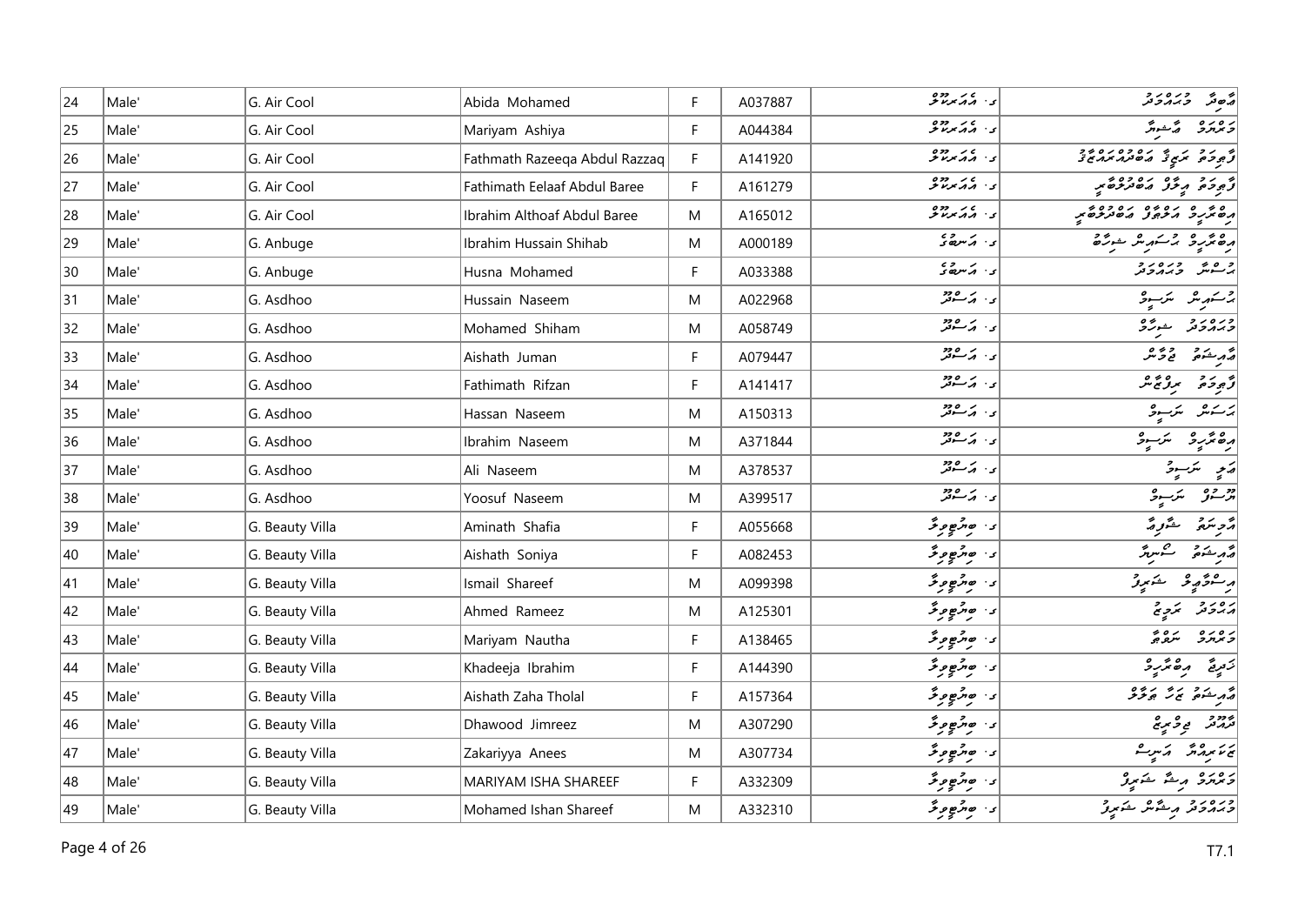| 24 | Male' | G. Air Cool | Abida Mohamed | F | A037887 | ގ. އެއަރކޫލް | އާބިދާ މުޙައްމަދު |
|---|---|---|---|---|---|---|---|
| 25 | Male' | G. Air Cool | Mariyam Ashiya | F | A044384 | ގ. އެއަރކޫލް | މަރިޔަމް އާޝިޔާ |
| 26 | Male' | G. Air Cool | Fathmath Razeeqa Abdul Razzaq | F | A141920 | ގ. އެއަރކޫލް | ފާތިމަތު ރަޒީޤާ އަބްދުއްރައްޒާޤު |
| 27 | Male' | G. Air Cool | Fathimath Eelaaf Abdul Baree | F | A161279 | ގ. އެއަރކޫލް | ފާތިމަތު އީލާފް އަބްދުލްބާރީ |
| 28 | Male' | G. Air Cool | Ibrahim Althoaf Abdul Baree | M | A165012 | ގ. އެއަރކޫލް | އިބްރާހީމް އަލްޠޯފް އަބްދުލްބާރީ |
| 29 | Male' | G. Anbuge | Ibrahim Hussain Shihab | M | A000189 | ގ. އަނބުގެ | އިބްރާހީމް ހުސައިން ޝިހާބު |
| 30 | Male' | G. Anbuge | Husna Mohamed | F | A033388 | ގ. އަނބުގެ | ހުސްނާ މުޙައްމަދު |
| 31 | Male' | G. Asdhoo | Hussain Naseem | M | A022968 | ގ. އަސްދޫ | ހުސައިން ނަސީމް |
| 32 | Male' | G. Asdhoo | Mohamed Shiham | M | A058749 | ގ. އަސްދޫ | މުޙައްމަދު ޝިހާމް |
| 33 | Male' | G. Asdhoo | Aishath Juman | F | A079447 | ގ. އަސްދޫ | އައިޝަތު ޖުމާން |
| 34 | Male' | G. Asdhoo | Fathimath Rifzan | F | A141417 | ގ. އަސްދޫ | ފާތިމަތު ރިފްޒާން |
| 35 | Male' | G. Asdhoo | Hassan Naseem | M | A150313 | ގ. އަސްދޫ | ހަސަން ނަސީމް |
| 36 | Male' | G. Asdhoo | Ibrahim Naseem | M | A371844 | ގ. އަސްދޫ | އިބްރާހީމް ނަސީމް |
| 37 | Male' | G. Asdhoo | Ali Naseem | M | A378537 | ގ. އަސްދޫ | އަލި ނަސީމް |
| 38 | Male' | G. Asdhoo | Yoosuf Naseem | M | A399517 | ގ. އަސްދޫ | ޔޫސުފް ނަސީމް |
| 39 | Male' | G. Beauty Villa | Aminath Shafia | F | A055668 | ގ. ބިއުޓީވިލާ | އާމިނަތު ޝާފިއާ |
| 40 | Male' | G. Beauty Villa | Aishath Soniya | F | A082453 | ގ. ބިއުޓީވިލާ | އައިޝަތު ސޯނިޔާ |
| 41 | Male' | G. Beauty Villa | Ismail Shareef | M | A099398 | ގ. ބިއުޓީވިލާ | އިސްމާއީލް ޝަރީފް |
| 42 | Male' | G. Beauty Villa | Ahmed Rameez | M | A125301 | ގ. ބިއުޓީވިލާ | އަޙްމަދު ރަމީޒް |
| 43 | Male' | G. Beauty Villa | Mariyam Nautha | F | A138465 | ގ. ބިއުޓީވިލާ | މަރިޔަމް ނައުތާ |
| 44 | Male' | G. Beauty Villa | Khadeeja Ibrahim | F | A144390 | ގ. ބިއުޓީވިލާ | ޚަދީޖާ އިބްރާހީމް |
| 45 | Male' | G. Beauty Villa | Aishath Zaha Tholal | F | A157364 | ގ. ބިއުޓީވިލާ | އައިޝަތު ޒަހާ ތޮލާލް |
| 46 | Male' | G. Beauty Villa | Dhawood Jimreez | M | A307290 | ގ. ބިއުޓީވިލާ | ދާއޫދު ޖިމްރީޒް |
| 47 | Male' | G. Beauty Villa | Zakariyya Anees | M | A307734 | ގ. ބިއުޓީވިލާ | ޒަކަރިއްޔާ އަނީސް |
| 48 | Male' | G. Beauty Villa | MARIYAM ISHA SHAREEF | F | A332309 | ގ. ބިއުޓީވިލާ | މަރިޔަމް އިޝާ ޝަރީފް |
| 49 | Male' | G. Beauty Villa | Mohamed Ishan Shareef | M | A332310 | ގ. ބިއުޓީވިލާ | މުޙައްމަދު އިޝާން ޝަރީފް |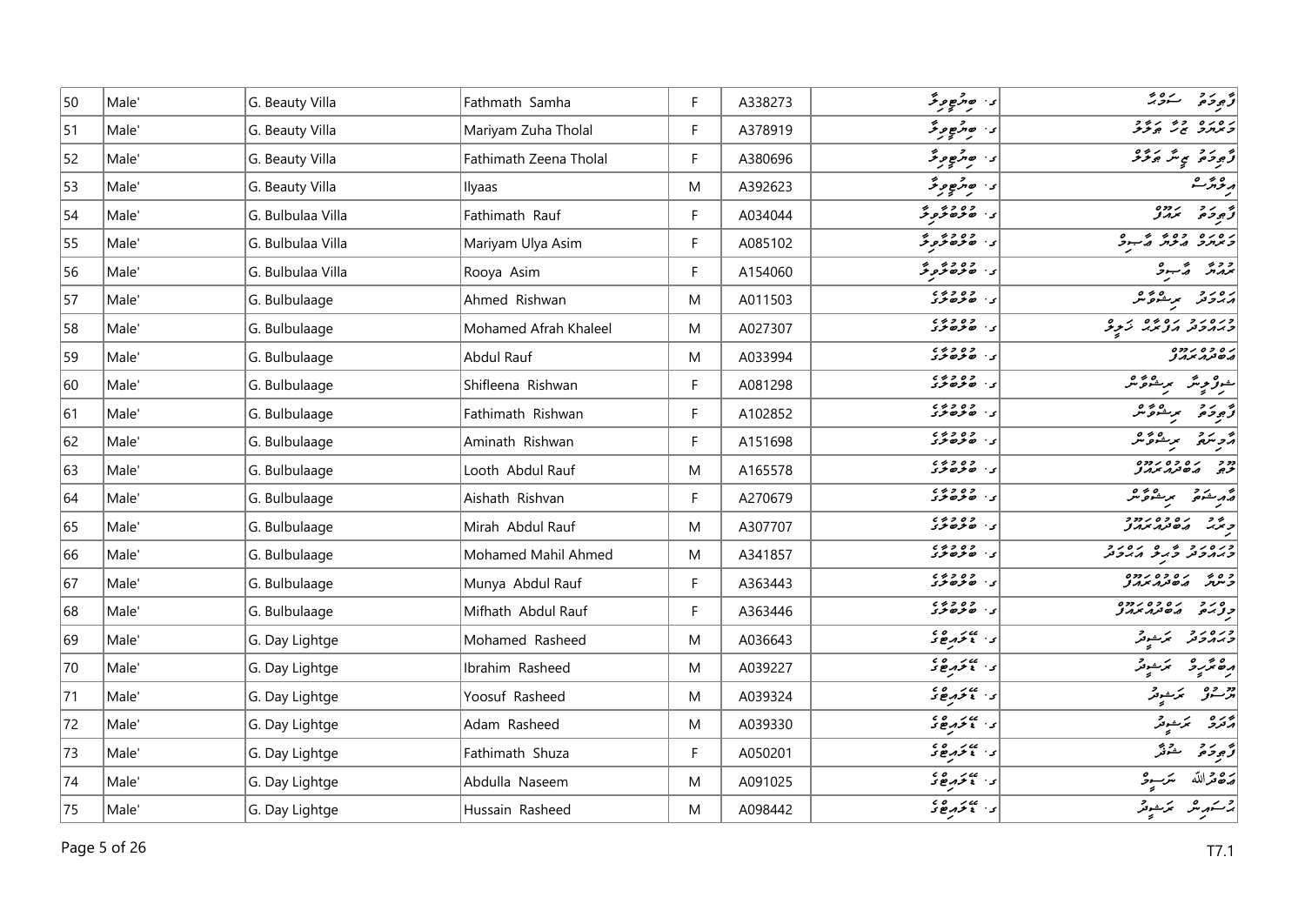| 50 | Male' | G. Beauty Villa | Fathmath Samha | F | A338273 | ގ. ބިއުޓީވިލާ | ފާތިމަތު ސަމްހާ |
|---|---|---|---|---|---|---|---|
| 51 | Male' | G. Beauty Villa | Mariyam Zuha Tholal | F | A378919 | ގ. ބިއުޓީވިލާ | މަރިޔަމް ޒުހާ ތޮލާލް |
| 52 | Male' | G. Beauty Villa | Fathimath Zeena Tholal | F | A380696 | ގ. ބިއުޓީވިލާ | ފާތިމަތު ޒީނާ ތޮލާލް |
| 53 | Male' | G. Beauty Villa | Ilyaas | M | A392623 | ގ. ބިއުޓީވިލާ | އިލްޔާސް |
| 54 | Male' | G. Bulbulaa Villa | Fathimath Rauf | F | A034044 | ގ. ބުލްބުލާވިލާ | ފާތިމަތު ރައުފް |
| 55 | Male' | G. Bulbulaa Villa | Mariyam Ulya Asim | F | A085102 | ގ. ބުލްބުލާވިލާ | މަރިޔަމް އުލްޔާ އާސިމް |
| 56 | Male' | G. Bulbulaa Villa | Rooya Asim | F | A154060 | ގ. ބުލްބުލާވިލާ | ރޫޔާ އާސިމް |
| 57 | Male' | G. Bulbulaage | Ahmed Rishwan | M | A011503 | ގ. ބުލްބުލާގެ | އަހްމަދު ރިޝްވާން |
| 58 | Male' | G. Bulbulaage | Mohamed Afrah Khaleel | M | A027307 | ގ. ބުލްބުލާގެ | މުހައްމަދު އަފްރާހް ޚަލީލް |
| 59 | Male' | G. Bulbulaage | Abdul Rauf | M | A033994 | ގ. ބުލްބުލާގެ | އަބްދުލް ރައުފް |
| 60 | Male' | G. Bulbulaage | Shifleena Rishwan | F | A081298 | ގ. ބުލްބުލާގެ | ޝިފްލީނާ ރިޝްވާން |
| 61 | Male' | G. Bulbulaage | Fathimath Rishwan | F | A102852 | ގ. ބުލްބުލާގެ | ފާތިމަތު ރިޝްވާން |
| 62 | Male' | G. Bulbulaage | Aminath Rishwan | F | A151698 | ގ. ބުލްބުލާގެ | އާމިނަތު ރިޝްވާން |
| 63 | Male' | G. Bulbulaage | Looth Abdul Rauf | M | A165578 | ގ. ބުލްބުލާގެ | ލޫތު އަބްދުލްރައުފް |
| 64 | Male' | G. Bulbulaage | Aishath Rishvan | F | A270679 | ގ. ބުލްބުލާގެ | އާއިޝަތު ރިޝްވާން |
| 65 | Male' | G. Bulbulaage | Mirah Abdul Rauf | M | A307707 | ގ. ބުލްބުލާގެ | މިރާހް އަބްދުލްރައުފް |
| 66 | Male' | G. Bulbulaage | Mohamed Mahil Ahmed | M | A341857 | ގ. ބުލްބުލާގެ | މުހައްމަދު މާހިލް އަހްމަދު |
| 67 | Male' | G. Bulbulaage | Munya Abdul Rauf | F | A363443 | ގ. ބުލްބުލާގެ | މުންޔާ އަބްދުލްރައުފް |
| 68 | Male' | G. Bulbulaage | Mifhath Abdul Rauf | F | A363446 | ގ. ބުލްބުލާގެ | މިފްހަތު އަބްދުލްރައުފް |
| 69 | Male' | G. Day Lightge | Mohamed Rasheed | M | A036643 | ގ. ޑޭލައިޓްގެ | މުހައްމަދު ރަޝީދު |
| 70 | Male' | G. Day Lightge | Ibrahim Rasheed | M | A039227 | ގ. ޑޭލައިޓްގެ | އިބްރާހީމް ރަޝީދު |
| 71 | Male' | G. Day Lightge | Yoosuf Rasheed | M | A039324 | ގ. ޑޭލައިޓްގެ | ޔޫސުފް ރަޝީދު |
| 72 | Male' | G. Day Lightge | Adam Rasheed | M | A039330 | ގ. ޑޭލައިޓްގެ | އާދަމް ރަޝީދު |
| 73 | Male' | G. Day Lightge | Fathimath Shuza | F | A050201 | ގ. ޑޭލައިޓްގެ | ފާތިމަތު ޝުޒާ |
| 74 | Male' | G. Day Lightge | Abdulla Naseem | M | A091025 | ގ. ޑޭލައިޓްގެ | އަބްدުﷲ ނަސީމް |
| 75 | Male' | G. Day Lightge | Hussain Rasheed | M | A098442 | ގ. ޑޭލައިޓްގެ | ހުސައިން ރަޝީދު |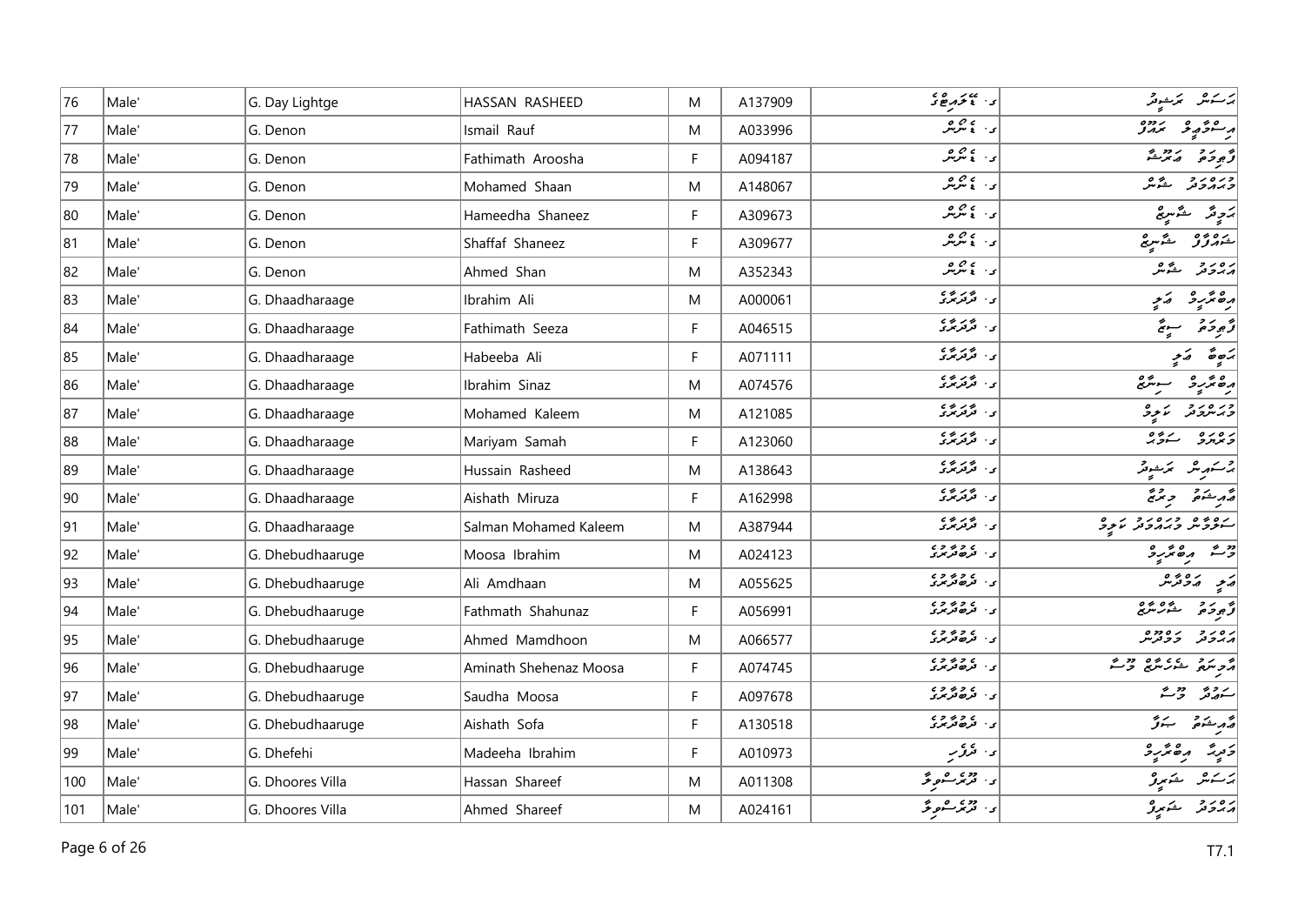| 76 | Male' | G. Day Lightge | HASSAN RASHEED | M | A137909 | ގ. ޑޭލައިޓްގެ | ހަސަން ރަޝީދު |
|---|---|---|---|---|---|---|---|
| 77 | Male' | G. Denon | Ismail Rauf | M | A033996 | ގ. ޑިނޮން | އިސްމާޢީލް ރައުފް |
| 78 | Male' | G. Denon | Fathimath Aroosha | F | A094187 | ގ. ޑިނޮން | ފާތިމަތު އަރޫޝާ |
| 79 | Male' | G. Denon | Mohamed Shaan | M | A148067 | ގ. ޑިނޮން | މުހައްމަދު ޝާން |
| 80 | Male' | G. Denon | Hameedha Shaneez | F | A309673 | ގ. ޑިނޮން | ހަމީދާ ޝާނީޒް |
| 81 | Male' | G. Denon | Shaffaf Shaneez | F | A309677 | ގ. ޑިނޮން | ޝައްފާފް ޝާނީޒް |
| 82 | Male' | G. Denon | Ahmed Shan | M | A352343 | ގ. ޑިނޮން | އަހުމަދު ޝާން |
| 83 | Male' | G. Dhaadharaage | Ibrahim Ali | M | A000061 | ގ. ދާދަރާގެ | އިބްރާހީމް އަލި |
| 84 | Male' | G. Dhaadharaage | Fathimath Seeza | F | A046515 | ގ. ދާދަރާގެ | ފާތިމަތު ސީޒާ |
| 85 | Male' | G. Dhaadharaage | Habeeba Ali | F | A071111 | ގ. ދާދަރާގެ | ހަބީބާ އަލި |
| 86 | Male' | G. Dhaadharaage | Ibrahim Sinaz | M | A074576 | ގ. ދާދަރާގެ | އިބްރާހީމް ސިނާޒް |
| 87 | Male' | G. Dhaadharaage | Mohamed Kaleem | M | A121085 | ގ. ދާދަރާގެ | މުހައްމަދު ކަލީމް |
| 88 | Male' | G. Dhaadharaage | Mariyam Samah | F | A123060 | ގ. ދާދަރާގެ | މަރިޔަމް ސަމާހް |
| 89 | Male' | G. Dhaadharaage | Hussain Rasheed | M | A138643 | ގ. ދާދަރާގެ | ހުސައިން ރަޝީދު |
| 90 | Male' | G. Dhaadharaage | Aishath Miruza | F | A162998 | ގ. ދާދަރާގެ | އައިޝަތު މިރުޒާ |
| 91 | Male' | G. Dhaadharaage | Salman Mohamed Kaleem | M | A387944 | ގ. ދާދަރާގެ | ސަލްމާން މުހައްމަދު ކަލީމް |
| 92 | Male' | G. Dhebudhaaruge | Moosa Ibrahim | M | A024123 | ގ. ދެބުދާރުގެ | މޫސާ އިބްރާހީމް |
| 93 | Male' | G. Dhebudhaaruge | Ali Amdhaan | M | A055625 | ގ. ދެބުދާރުގެ | އަލި އަމްދާން |
| 94 | Male' | G. Dhebudhaaruge | Fathmath Shahunaz | F | A056991 | ގ. ދެބުދާރުގެ | ފާތިމަތު ޝަހުނާޒް |
| 95 | Male' | G. Dhebudhaaruge | Ahmed Mamdhoon | M | A066577 | ގ. ދެބުދާރުގެ | އަހުމަދު މަމްދޫން |
| 96 | Male' | G. Dhebudhaaruge | Aminath Shehenaz Moosa | F | A074745 | ގ. ދެބުދާރުގެ | އާމިނަތު ޝެހެނާޒް މޫސާ |
| 97 | Male' | G. Dhebudhaaruge | Saudha Moosa | F | A097678 | ގ. ދެބުދާރުގެ | ސައުދާ މޫސާ |
| 98 | Male' | G. Dhebudhaaruge | Aishath Sofa | F | A130518 | ގ. ދެބުދާރުގެ | އައިޝަތު ސަފާ |
| 99 | Male' | G. Dhefehi | Madeeha Ibrahim | F | A010973 | ގ. ދެފެހި | މަދީހާ އިބްރާހީމް |
| 100 | Male' | G. Dhoores Villa | Hassan Shareef | M | A011308 | ގ. ދޫރެސްވިލާ | ހަސަން ޝަރީފް |
| 101 | Male' | G. Dhoores Villa | Ahmed Shareef | M | A024161 | ގ. ދޫރެސްވިލާ | އަހުމަދު ޝަރީފް |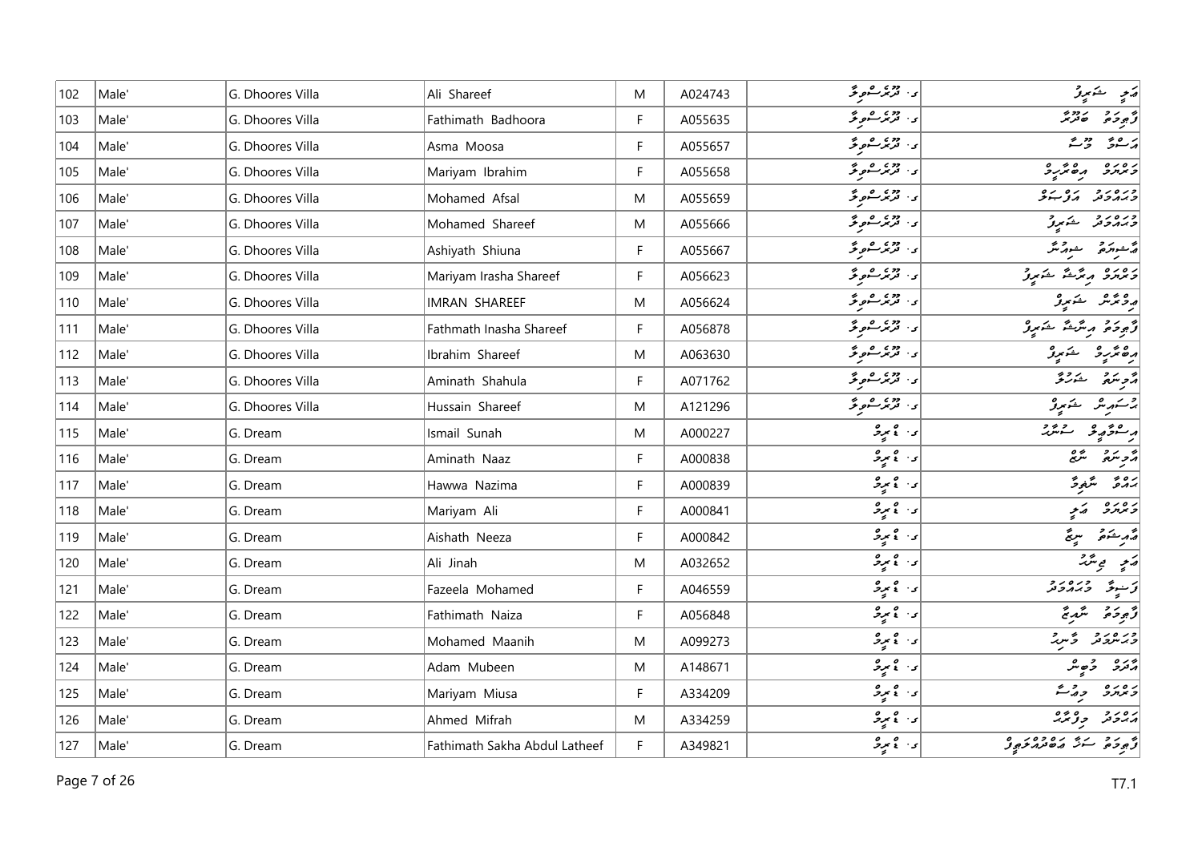| 102 | Male' | G. Dhoores Villa | Ali Shareef | M | A024743 | ގ. ދޫރެސްވިލާ | އަލި ޝަރީފް |
|---|---|---|---|---|---|---|---|
| 103 | Male' | G. Dhoores Villa | Fathimath Badhoora | F | A055635 | ގ. ދޫރެސްވިލާ | ފާތިމަތު ބަދޫރާ |
| 104 | Male' | G. Dhoores Villa | Asma Moosa | F | A055657 | ގ. ދޫރެސްވިލާ | އަސްމާ މޫސާ |
| 105 | Male' | G. Dhoores Villa | Mariyam Ibrahim | F | A055658 | ގ. ދޫރެސްވިލާ | މަރިޔަމް އިބްރާހީމް |
| 106 | Male' | G. Dhoores Villa | Mohamed Afsal | M | A055659 | ގ. ދޫރެސްވިލާ | މުޙައްމަދު އަފްސަލް |
| 107 | Male' | G. Dhoores Villa | Mohamed Shareef | M | A055666 | ގ. ދޫރެސްވިލާ | މުޙައްމަދު ޝަރީފް |
| 108 | Male' | G. Dhoores Villa | Ashiyath Shiuna | F | A055667 | ގ. ދޫރެސްވިލާ | އާޝިޔަތު ޝިއުނާ |
| 109 | Male' | G. Dhoores Villa | Mariyam Irasha Shareef | F | A056623 | ގ. ދޫރެސްވިލާ | މަރިޔަމް އިރާޝާ ޝަރީފް |
| 110 | Male' | G. Dhoores Villa | IMRAN SHAREEF | M | A056624 | ގ. ދޫރެސްވިލާ | އިމްރާން ޝަރީފް |
| 111 | Male' | G. Dhoores Villa | Fathmath Inasha Shareef | F | A056878 | ގ. ދޫރެސްވިލާ | ފާތިމަތު އިނާޝާ ޝަރީފް |
| 112 | Male' | G. Dhoores Villa | Ibrahim Shareef | M | A063630 | ގ. ދޫރެސްވިލާ | އިބްރާހީމް ޝަރީފް |
| 113 | Male' | G. Dhoores Villa | Aminath Shahula | F | A071762 | ގ. ދޫރެސްވިލާ | އާމިނަތު ޝަހުލާ |
| 114 | Male' | G. Dhoores Villa | Hussain Shareef | M | A121296 | ގ. ދޫރެސްވިލާ | ހުސައިން ޝަރީފް |
| 115 | Male' | G. Dream | Ismail Sunah | M | A000227 | ގ. ޑްރީމް | އިސްމާޢީލް ސުނާހް |
| 116 | Male' | G. Dream | Aminath Naaz | F | A000838 | ގ. ޑްރީމް | އާމިނަތު ނާޒް |
| 117 | Male' | G. Dream | Hawwa Nazima | F | A000839 | ގ. ޑްރީމް | ހައްވާ ނާޒިމާ |
| 118 | Male' | G. Dream | Mariyam Ali | F | A000841 | ގ. ޑްރީމް | މަރިޔަމް އަލި |
| 119 | Male' | G. Dream | Aishath Neeza | F | A000842 | ގ. ޑްރީމް | އާއިޝަތު ނީޒާ |
| 120 | Male' | G. Dream | Ali Jinah | M | A032652 | ގ. ޑްރީމް | އަލި ޖިނާހް |
| 121 | Male' | G. Dream | Fazeela Mohamed | F | A046559 | ގ. ޑްރީމް | ފަޒީލާ މުޙައްމަދު |
| 122 | Male' | G. Dream | Fathimath Naiza | F | A056848 | ގ. ޑްރީމް | ފާތިމަތު ނާއިޒާ |
| 123 | Male' | G. Dream | Mohamed Maanih | M | A099273 | ގ. ޑްރީމް | މުހަންމަދު މާނިހު |
| 124 | Male' | G. Dream | Adam Mubeen | M | A148671 | ގ. ޑްރީމް | އާދަމް މުބީން |
| 125 | Male' | G. Dream | Mariyam Miusa | F | A334209 | ގ. ޑްރީމް | މަރިޔަމް މިއުސާ |
| 126 | Male' | G. Dream | Ahmed Mifrah | M | A334259 | ގ. ޑްރީމް | އަހުމަދު މިފްރާހް |
| 127 | Male' | G. Dream | Fathimath Sakha Abdul Latheef | F | A349821 | ގ. ޑްރީމް | ފާތިމަތު ސަޚާ އަބްދުއްލަތީފް |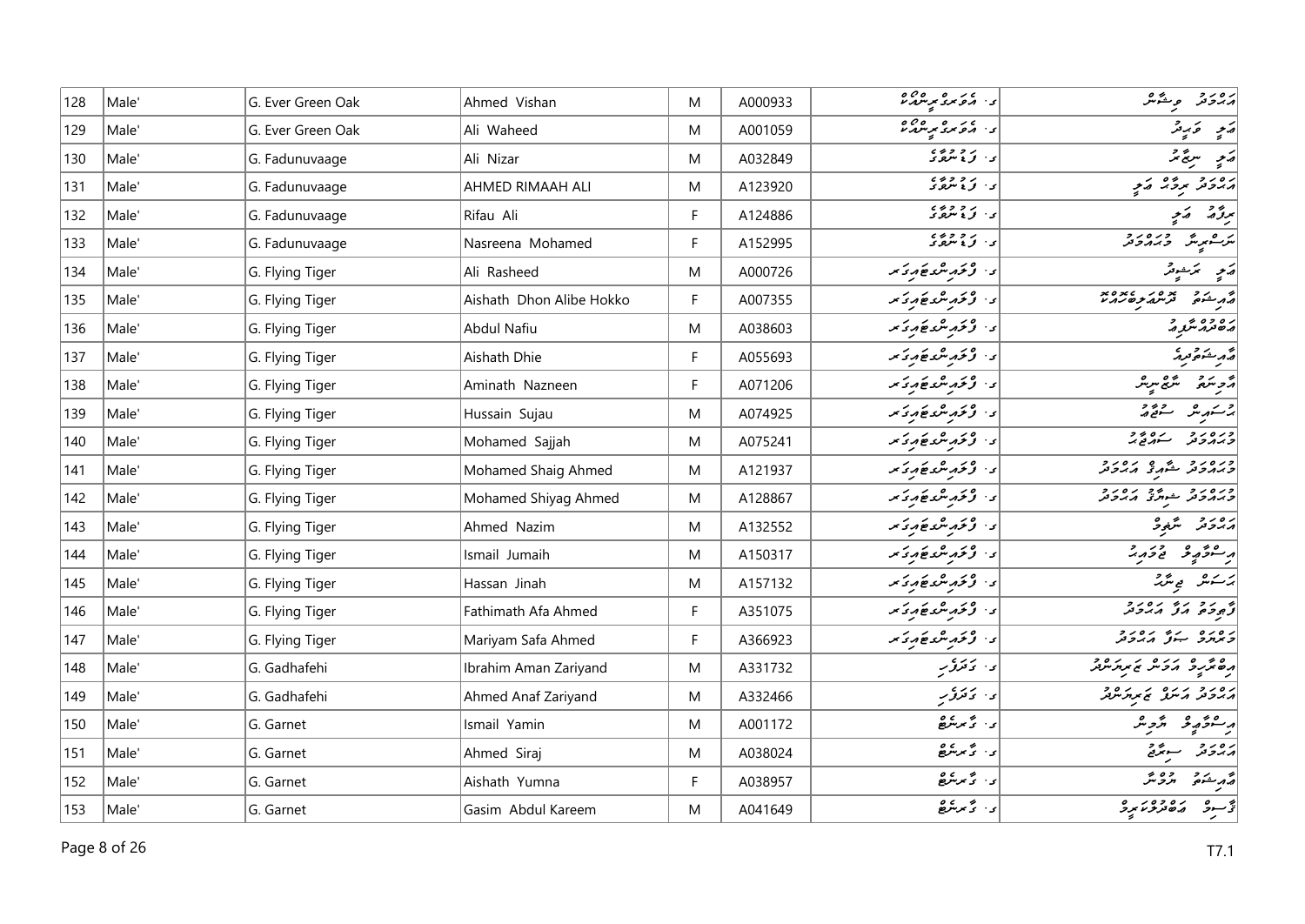| 128 | Male' | G. Ever Green Oak | Ahmed Vishan | M | A000933 | ގ. އެވަރގްރީންއޯކް | އަހުމަދު ވިޝާން |
|---|---|---|---|---|---|---|---|
| 129 | Male' | G. Ever Green Oak | Ali Waheed | M | A001059 | ގ. އެވަރގްރީންއޯކް | އަލި ވަހީދު |
| 130 | Male' | G. Fadunuvaage | Ali Nizar | M | A032849 | ގ. ފަދުނުވާގެ | އަލި ނިޒާރު |
| 131 | Male' | G. Fadunuvaage | AHMED RIMAAH ALI | M | A123920 | ގ. ފަދުނުވާގެ | އަހުމަދު ރިމާހު އަލި |
| 132 | Male' | G. Fadunuvaage | Rifau Ali | F | A124886 | ގ. ފަދުނުވާގެ | ރިފާއު އަލި |
| 133 | Male' | G. Fadunuvaage | Nasreena Mohamed | F | A152995 | ގ. ފަދުނުވާގެ | ނަސްރީނާ މުހައްމަދު |
| 134 | Male' | G. Flying Tiger | Ali Rasheed | M | A000726 | ގ. ފްލައިންގޓައިގަރ | އަލި ރަޝީދު |
| 135 | Male' | G. Flying Tiger | Aishath Dhon Alibe Hokko | F | A007355 | ގ. ފްލައިންގޓައިގަރ | އައިޝަތު ދޮންއަލިބޭހޮއްކޮ |
| 136 | Male' | G. Flying Tiger | Abdul Nafiu | M | A038603 | ގ. ފްލައިންގޓައިގަރ | އަބްދުލްނާފިއު |
| 137 | Male' | G. Flying Tiger | Aishath Dhie | F | A055693 | ގ. ފްލައިންގޓައިގަރ | އައިޝަތުދިއެ |
| 138 | Male' | G. Flying Tiger | Aminath Nazneen | F | A071206 | ގ. ފްލައިންގޓައިގަރ | އާމިނަތު ނާޒްނީން |
| 139 | Male' | G. Flying Tiger | Hussain Sujau | M | A074925 | ގ. ފްލައިންގޓައިގަރ | ހުސައިން ސުޖާއު |
| 140 | Male' | G. Flying Tiger | Mohamed Sajjah | M | A075241 | ގ. ފްލައިންގޓައިގަރ | މުހައްމަދު ސައްޖާހު |
| 141 | Male' | G. Flying Tiger | Mohamed Shaig Ahmed | M | A121937 | ގ. ފްލައިންގޓައިގަރ | މުހައްމަދު ޝާއިގު އަހުމަދު |
| 142 | Male' | G. Flying Tiger | Mohamed Shiyag Ahmed | M | A128867 | ގ. ފްލައިންގޓައިގަރ | މުހައްމަދު ޝިޔާގު އަހުމަދު |
| 143 | Male' | G. Flying Tiger | Ahmed Nazim | M | A132552 | ގ. ފްލައިންގޓައިގަރ | އަހުމަދު ނާޒިމް |
| 144 | Male' | G. Flying Tiger | Ismail Jumaih | M | A150317 | ގ. ފްލައިންގޓައިގަރ | އިސްމާއީލް ޖުމައިހު |
| 145 | Male' | G. Flying Tiger | Hassan Jinah | M | A157132 | ގ. ފްލައިންގޓައިގަރ | ހަސަން ޖިނާހު |
| 146 | Male' | G. Flying Tiger | Fathimath Afa Ahmed | F | A351075 | ގ. ފްލައިންގޓައިގަރ | ފާތިމަތު އަފާ އަހުމަދު |
| 147 | Male' | G. Flying Tiger | Mariyam Safa Ahmed | F | A366923 | ގ. ފްލައިންގޓައިގަރ | މަރިޔަމް ސަފާ އަހުމަދު |
| 148 | Male' | G. Gadhafehi | Ibrahim Aman Zariyand | M | A331732 | ގ. ގަދަފެހި | އިބްރާހީމް އަމަން ޒަރިޔަންދު |
| 149 | Male' | G. Gadhafehi | Ahmed Anaf Zariyand | M | A332466 | ގ. ގަދަފެހި | އަހުމަދު އަނަފް ޒަރިޔަންދު |
| 150 | Male' | G. Garnet | Ismail Yamin | M | A001172 | ގ. ގާނެޓް | އިސްމާއީލް ޔާމިން |
| 151 | Male' | G. Garnet | Ahmed Siraj | M | A038024 | ގ. ގާނެޓް | އަހުމަދު ސިރާޖު |
| 152 | Male' | G. Garnet | Aishath Yumna | F | A038957 | ގ. ގާނެޓް | އައިޝަތު ޔުމްނާ |
| 153 | Male' | G. Garnet | Gasim Abdul Kareem | M | A041649 | ގ. ގާނެޓް | ޤާސިމް އަބްދުލްކަރީމް |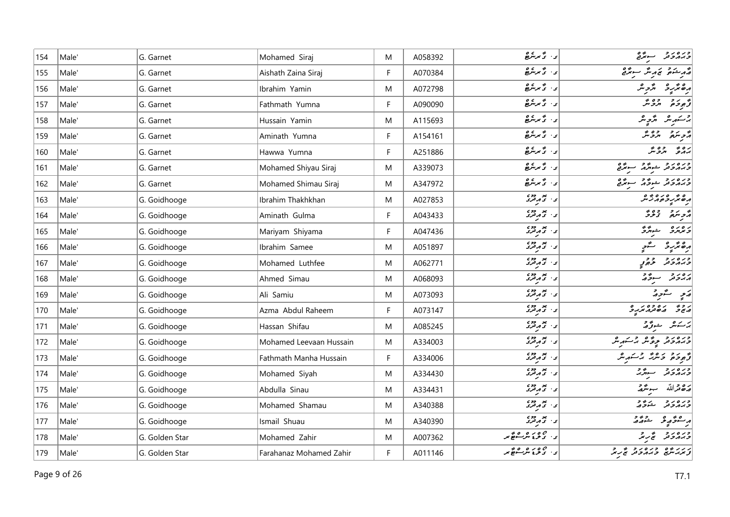| 154 | Male' | G. Garnet | Mohamed Siraj | M | A058392 | ގ. ގާނެޓް | މުޙައްމަދު ސިރާޖް |
|---|---|---|---|---|---|---|---|
| 155 | Male' | G. Garnet | Aishath Zaina Siraj | F | A070384 | ގ. ގާނެޓް | އައިޝަތު ޒައިނާ ސިރާޖް |
| 156 | Male' | G. Garnet | Ibrahim Yamin | M | A072798 | ގ. ގާނެޓް | އިބްރާހީމް ޔާމިން |
| 157 | Male' | G. Garnet | Fathmath Yumna | F | A090090 | ގ. ގާނެޓް | ފާތިމަތު ޔުމްނާ |
| 158 | Male' | G. Garnet | Hussain Yamin | M | A115693 | ގ. ގާނެޓް | ހުސައިން ޔާމިން |
| 159 | Male' | G. Garnet | Aminath Yumna | F | A154161 | ގ. ގާނެޓް | އާމިނަތު ޔުމްނާ |
| 160 | Male' | G. Garnet | Hawwa Yumna | F | A251886 | ގ. ގާނެޓް | ހައްވާ ޔުމްނާ |
| 161 | Male' | G. Garnet | Mohamed Shiyau Siraj | M | A339073 | ގ. ގާނެޓް | މުޙައްމަދު ޝިޔާއު ސިރާޖް |
| 162 | Male' | G. Garnet | Mohamed Shimau Siraj | M | A347972 | ގ. ގާނެޓް | މުޙައްމަދު ޝިމާއު ސިރާޖް |
| 163 | Male' | G. Goidhooge | Ibrahim Thakhkhan | M | A027853 | ގ. ގޮއިދޫގެ | އިބްރާހީމްތައްޚާން |
| 164 | Male' | G. Goidhooge | Aminath Gulma | F | A043433 | ގ. ގޮއިދޫގެ | އާމިނަތު ގުލްމާ |
| 165 | Male' | G. Goidhooge | Mariyam Shiyama | F | A047436 | ގ. ގޮއިދޫގެ | މަރިޔަމް ޝިޔާމާ |
| 166 | Male' | G. Goidhooge | Ibrahim Samee | M | A051897 | ގ. ގޮއިދޫގެ | އިބްރާހީމް ސަމީ |
| 167 | Male' | G. Goidhooge | Mohamed Luthfee | M | A062771 | ގ. ގޮއިދޫގެ | މުޙައްމަދު ލުތުފީ |
| 168 | Male' | G. Goidhooge | Ahmed Simau | M | A068093 | ގ. ގޮއިދޫގެ | އަޙްމަދު ސިމާއު |
| 169 | Male' | G. Goidhooge | Ali Samiu | M | A073093 | ގ. ގޮއިދޫގެ | އަލީ ސާމިއު |
| 170 | Male' | G. Goidhooge | Azma Abdul Raheem | F | A073147 | ގ. ގޮއިދޫގެ | އަޒްމާ އަބްދުއްރަޙީމް |
| 171 | Male' | G. Goidhooge | Hassan Shifau | M | A085245 | ގ. ގޮއިދޫގެ | ހަސަން ޝިފާއު |
| 172 | Male' | G. Goidhooge | Mohamed Leevaan Hussain | M | A334003 | ގ. ގޮއިދޫގެ | މުޙައްމަދު ލީވާން ހުސައިން |
| 173 | Male' | G. Goidhooge | Fathmath Manha Hussain | F | A334006 | ގ. ގޮއިދޫގެ | ފާތިމަތު މަންހާ ހުސައިން |
| 174 | Male' | G. Goidhooge | Mohamed Siyah | M | A334430 | ގ. ގޮއިދޫގެ | މުޙައްމަދު ސިޔާޙު |
| 175 | Male' | G. Goidhooge | Abdulla Sinau | M | A334431 | ގ. ގޮއިދޫގެ | އަބްދުﷲ ސިނާއު |
| 176 | Male' | G. Goidhooge | Mohamed Shamau | M | A340388 | ގ. ގޮއިދޫގެ | މުޙައްމަދު ޝަމާއު |
| 177 | Male' | G. Goidhooge | Ismail Shuau | M | A340390 | ގ. ގޮއިދޫގެ | އިސްމާއީލް ޝުޢާއު |
| 178 | Male' | G. Golden Star | Mohamed Zahir | M | A007362 | ގ. ގޯލްޑަންސްޓާރ | މުޙައްމަދު ޒާހިރު |
| 179 | Male' | G. Golden Star | Farahanaz Mohamed Zahir | F | A011146 | ގ. ގޯލްޑަންސްޓާރ | ފަރަހަނާޒް މުޙައްމަދު ޒާހިރު |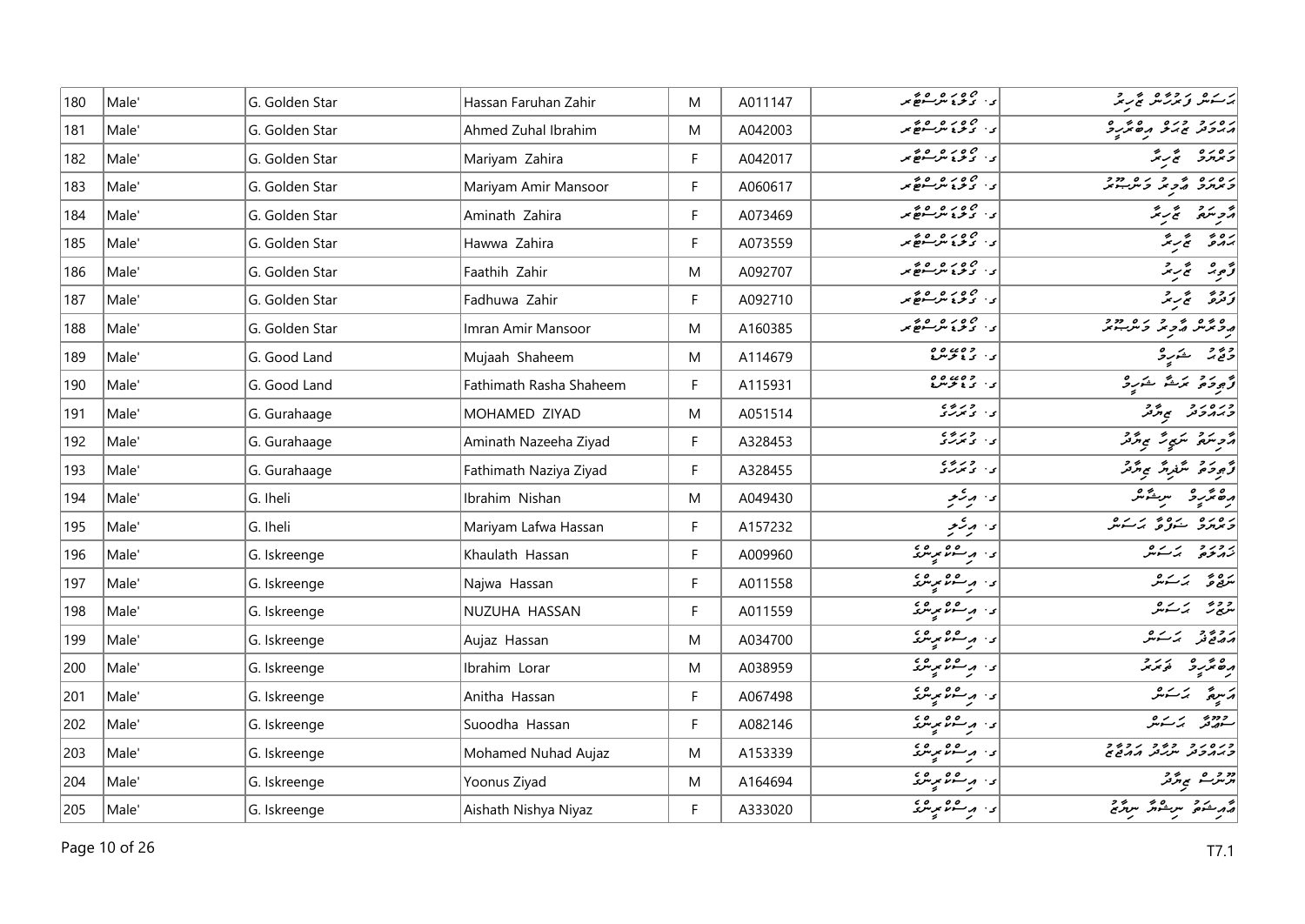| 180 | Male' | G. Golden Star | Hassan Faruhan Zahir | M | A011147 | ގ. ގޯލްޑަން ސްޓާރ | ހަސަން ފަރުހާން ޒާހިރު |
|---|---|---|---|---|---|---|---|
| 181 | Male' | G. Golden Star | Ahmed Zuhal Ibrahim | M | A042003 | ގ. ގޯލްޑަން ސްޓާރ | އަހުމަދު ޒުހަލް އިބްރާހީމް |
| 182 | Male' | G. Golden Star | Mariyam Zahira | F | A042017 | ގ. ގޯލްޑަން ސްޓާރ | މަރިޔަމް ޒާހިރާ |
| 183 | Male' | G. Golden Star | Mariyam Amir Mansoor | F | A060617 | ގ. ގޯލްޑަން ސްޓާރ | މަރިޔަމް އާމިރު މަންސޫރު |
| 184 | Male' | G. Golden Star | Aminath Zahira | F | A073469 | ގ. ގޯލްޑަން ސްޓާރ | އާމިނަތު ޒާހިރާ |
| 185 | Male' | G. Golden Star | Hawwa Zahira | F | A073559 | ގ. ގޯލްޑަން ސްޓާރ | ހައްވާ ޒާހިރާ |
| 186 | Male' | G. Golden Star | Faathih Zahir | M | A092707 | ގ. ގޯލްޑަން ސްޓާރ | ފާތިހު ޒާހިރު |
| 187 | Male' | G. Golden Star | Fadhuwa Zahir | F | A092710 | ގ. ގޯލްޑަން ސްޓާރ | ފަދުވާ ޒާހިރު |
| 188 | Male' | G. Golden Star | Imran Amir Mansoor | M | A160385 | ގ. ގޯލްޑަން ސްޓާރ | އިމްރާން އާމިރު މަންސޫރު |
| 189 | Male' | G. Good Land | Mujaah Shaheem | M | A114679 | ގ. ގުޑްލޭންޑް | މުޖާހު ޝަހީމް |
| 190 | Male' | G. Good Land | Fathimath Rasha Shaheem | F | A115931 | ގ. ގުޑްލޭންޑް | ފާތިމަތު ރަޝާ ޝަހީމް |
| 191 | Male' | G. Gurahaage | MOHAMED ZIYAD | M | A051514 | ގ. ގުރަހާގެ | މުހައްމަދު ޒިޔާދު |
| 192 | Male' | G. Gurahaage | Aminath Nazeeha Ziyad | F | A328453 | ގ. ގުރަހާގެ | އާމިނަތު ނަޒީހާ ޒިޔާދު |
| 193 | Male' | G. Gurahaage | Fathimath Naziya Ziyad | F | A328455 | ގ. ގުރަހާގެ | ފާތިމަތު ނާޒިޔާ ޒިޔާދު |
| 194 | Male' | G. Iheli | Ibrahim Nishan | M | A049430 | ގ. އިހެލި | އިބްރާހީމް ނިޝާން |
| 195 | Male' | G. Iheli | Mariyam Lafwa Hassan | F | A157232 | ގ. އިހެލި | މަރިޔަމް ލަފްވާ ހަސަން |
| 196 | Male' | G. Iskreenge | Khaulath Hassan | F | A009960 | ގ. އިސްކްރީންގެ | ޚައުލަތު ހަސަން |
| 197 | Male' | G. Iskreenge | Najwa Hassan | F | A011558 | ގ. އިސްކްރީންގެ | ނަޖުވާ ހަސަން |
| 198 | Male' | G. Iskreenge | NUZUHA HASSAN | F | A011559 | ގ. އިސްކްރީންގެ | ނުޒުހާ ހަސަން |
| 199 | Male' | G. Iskreenge | Aujaz Hassan | M | A034700 | ގ. އިސްކްރީންގެ | އައުޖާޒު ހަސަން |
| 200 | Male' | G. Iskreenge | Ibrahim Lorar | M | A038959 | ގ. އިސްކްރީންގެ | އިބްރާހީމް ލޯރަރު |
| 201 | Male' | G. Iskreenge | Anitha Hassan | F | A067498 | ގ. އިސްކްރީންގެ | އަނީތާ ހަސަން |
| 202 | Male' | G. Iskreenge | Suoodha Hassan | F | A082146 | ގ. އިސްކްރީންގެ | ސުޢޫދާ ހަސަން |
| 203 | Male' | G. Iskreenge | Mohamed Nuhad Aujaz | M | A153339 | ގ. އިސްކްރީންގެ | މުހައްމަދު ނުހާދު އައުޖާޒު |
| 204 | Male' | G. Iskreenge | Yoonus Ziyad | M | A164694 | ގ. އިސްކްރީންގެ | ޔޫނުސް ޒިޔާދު |
| 205 | Male' | G. Iskreenge | Aishath Nishya Niyaz | F | A333020 | ގ. އިސްކްރީންގެ | އާއިޝަތު ނިޝްޔާ ނިޔާޒު |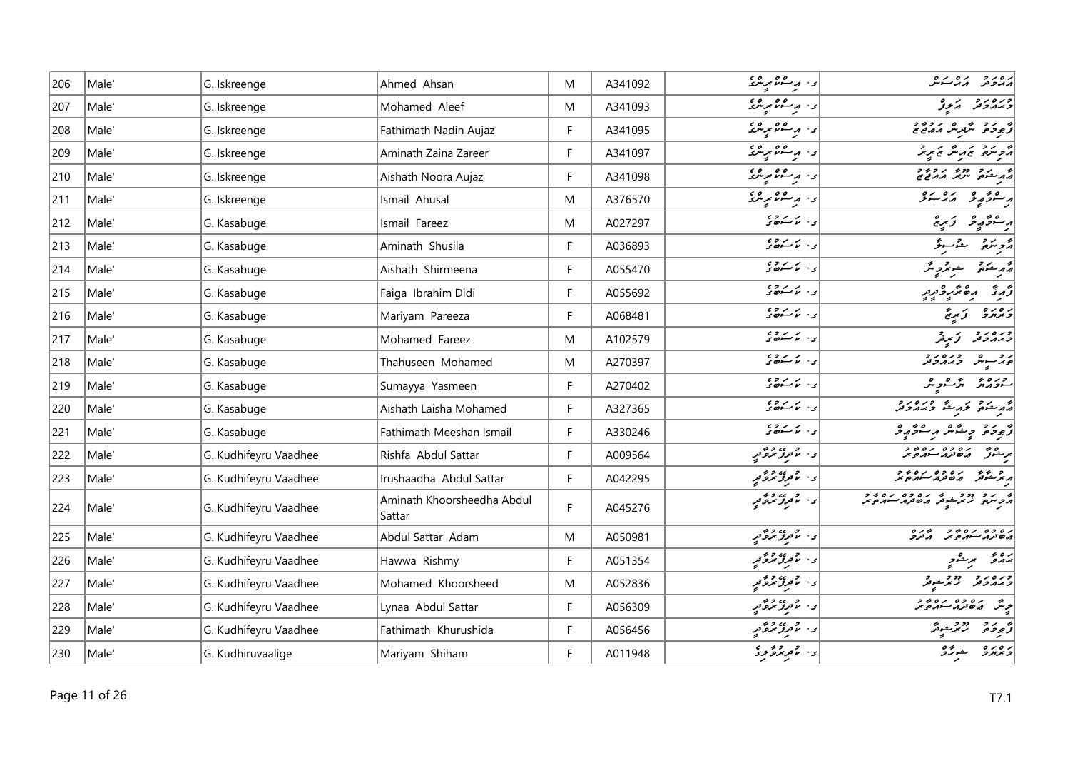| 206 | Male' | G. Iskreenge | Ahmed Ahsan | M | A341092 | ގ. އިސްކްރީންގެ | އަޙްމަދު އަޙްސަން |
|---|---|---|---|---|---|---|---|
| 207 | Male' | G. Iskreenge | Mohamed Aleef | M | A341093 | ގ. އިސްކްރީންގެ | މުޙައްމަދު އަލީފު |
| 208 | Male' | G. Iskreenge | Fathimath Nadin Aujaz | F | A341095 | ގ. އިސްކްރީންގެ | ފާތިމަތު ނާދިން އައުޖާޒް |
| 209 | Male' | G. Iskreenge | Aminath Zaina Zareer | F | A341097 | ގ. އިސްކްރީންގެ | އާމިނަތު ޒައިނާ ޒަރީރު |
| 210 | Male' | G. Iskreenge | Aishath Noora Aujaz | F | A341098 | ގ. އިސްކްރީންގެ | އާއިށަތު ނޫރާ އައުޖާޒް |
| 211 | Male' | G. Iskreenge | Ismail Ahusal | M | A376570 | ގ. އިސްކްރީންގެ | އިސްމާއިލް އަހުސަލް |
| 212 | Male' | G. Kasabuge | Ismail Fareez | M | A027297 | ގ. ކަސަބުގެ | އިސްމާއިލް ފަރީޒް |
| 213 | Male' | G. Kasabuge | Aminath Shusila | F | A036893 | ގ. ކަސަބުގެ | އާމިނަތު ޝުސިލާ |
| 214 | Male' | G. Kasabuge | Aishath Shirmeena | F | A055470 | ގ. ކަސަބުގެ | އާއިށަތު ޝިރުމީނާ |
| 215 | Male' | G. Kasabuge | Faiga Ibrahim Didi | F | A055692 | ގ. ކަސަބުގެ | ފާއިގާ އިބްރާހީމްދީދީ |
| 216 | Male' | G. Kasabuge | Mariyam Pareeza | F | A068481 | ގ. ކަސަބުގެ | މަރިޔަމް ޕަރީޒާ |
| 217 | Male' | G. Kasabuge | Mohamed Fareez | M | A102579 | ގ. ކަސަބުގެ | މުޙައްމަދު ފަރީދު |
| 218 | Male' | G. Kasabuge | Thahuseen Mohamed | M | A270397 | ގ. ކަސަބުގެ | ތަހުސީން މުޙައްމަދު |
| 219 | Male' | G. Kasabuge | Sumayya Yasmeen | F | A270402 | ގ. ކަސަބުގެ | ސުމައްޔާ ޔާސްމީން |
| 220 | Male' | G. Kasabuge | Aishath Laisha Mohamed | F | A327365 | ގ. ކަސަބުގެ | އާއިށަތު ލައިޝާ މުޙައްމަދު |
| 221 | Male' | G. Kasabuge | Fathimath Meeshan Ismail | F | A330246 | ގ. ކަސަބުގެ | ފާތިމަތު މީޝާން އިސްމާއިލް |
| 222 | Male' | G. Kudhifeyru Vaadhee | Rishfa Abdul Sattar | F | A009564 | ގ. ކުދިފެއިރުވާދީ | ރިޝްފާ އަބްދުލްސައްތާރު |
| 223 | Male' | G. Kudhifeyru Vaadhee | Irushaadha Abdul Sattar | F | A042295 | ގ. ކުދިފެއިރުވާދީ | އިރުޝާދާ އަބްދުލްސައްތާރު |
| 224 | Male' | G. Kudhifeyru Vaadhee | Aminath Khoorsheedha Abdul Sattar | F | A045276 | ގ. ކުދިފެއިރުވާދީ | އާމިނަތު ހޫރުޝީދާ އަބްދުލްސައްތާރު |
| 225 | Male' | G. Kudhifeyru Vaadhee | Abdul Sattar Adam | M | A050981 | ގ. ކުދިފެއިރުވާދީ | އަބްދުލްސައްތާރު އާދަމް |
| 226 | Male' | G. Kudhifeyru Vaadhee | Hawwa Rishmy | F | A051354 | ގ. ކުދިފެއިރުވާދީ | ހައްވާ ރިޝްމީ |
| 227 | Male' | G. Kudhifeyru Vaadhee | Mohamed Khoorsheed | M | A052836 | ގ. ކުދިފެއިރުވާދީ | މުޙައްމަދު ހޫރުޝީދު |
| 228 | Male' | G. Kudhifeyru Vaadhee | Lynaa Abdul Sattar | F | A056309 | ގ. ކުދިފެއިރުވާދީ | ލީނާ އަބްދުލްސައްތާރު |
| 229 | Male' | G. Kudhifeyru Vaadhee | Fathimath Khurushida | F | A056456 | ގ. ކުދިފެއިރުވާދީ | ފާތިމަތު ހޫރުޝިދާ |
| 230 | Male' | G. Kudhiruvaalige | Mariyam Shiham | F | A011948 | ގ. ކުދިރުވާލިގެ | މަރިޔަމް ޝިހާމް |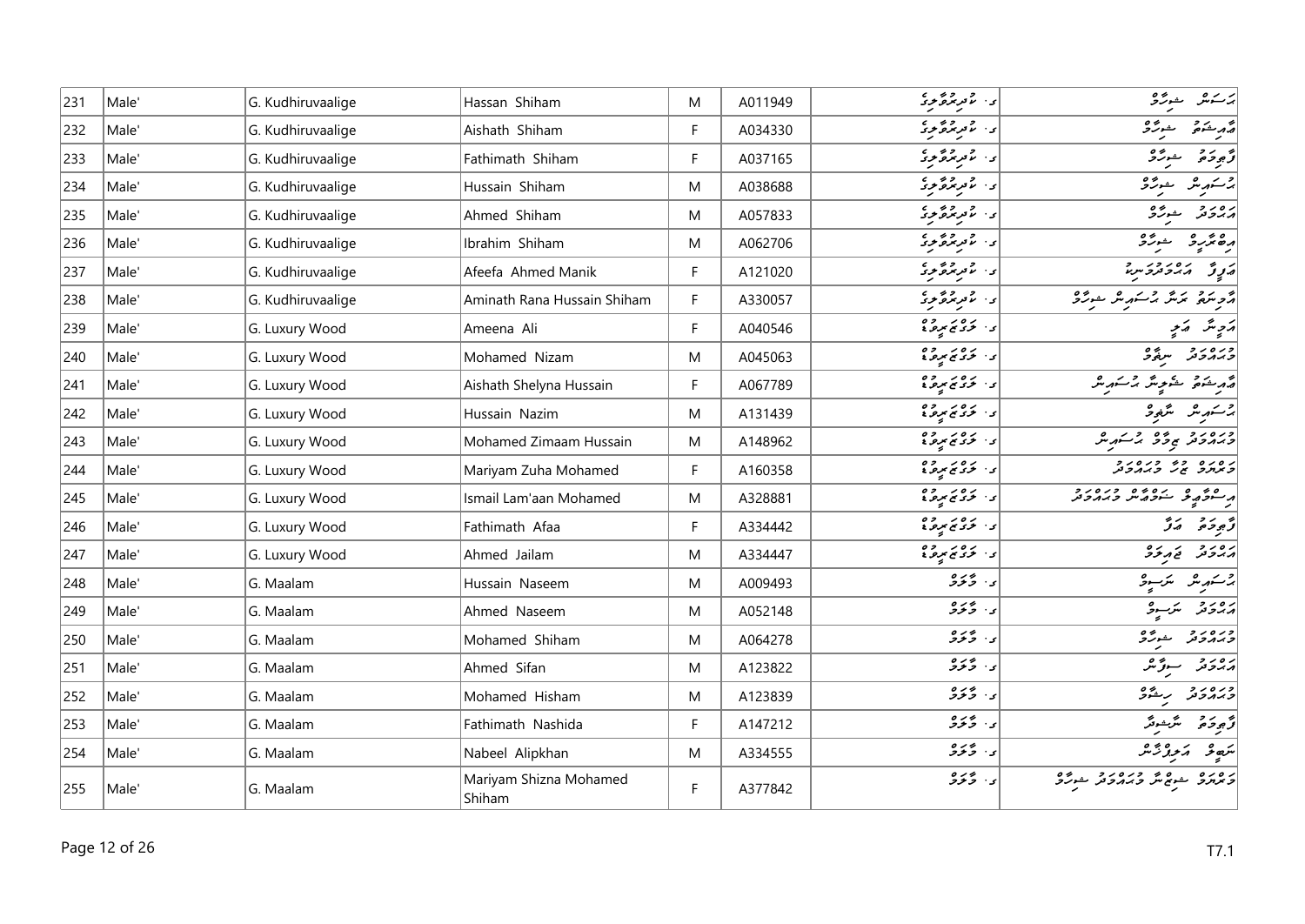| 231 | Male' | G. Kudhiruvaalige | Hassan Shiham | M | A011949 | ގ. ކުދިރުވާލިގެ | ހަސަން ޝިހާމް |
|---|---|---|---|---|---|---|---|
| 232 | Male' | G. Kudhiruvaalige | Aishath Shiham | F | A034330 | ގ. ކުދިރުވާލިގެ | އައިޝަތު ޝިހާމް |
| 233 | Male' | G. Kudhiruvaalige | Fathimath Shiham | F | A037165 | ގ. ކުދިރުވާލިގެ | ފާތިމަތު ޝިހާމް |
| 234 | Male' | G. Kudhiruvaalige | Hussain Shiham | M | A038688 | ގ. ކުދިރުވާލިގެ | ހުސައިން ޝިހާމް |
| 235 | Male' | G. Kudhiruvaalige | Ahmed Shiham | M | A057833 | ގ. ކުދިރުވާލިގެ | އަހްމަދު ޝިހާމް |
| 236 | Male' | G. Kudhiruvaalige | Ibrahim Shiham | M | A062706 | ގ. ކުދިރުވާލިގެ | އިބްރާހިމް ޝިހާމް |
| 237 | Male' | G. Kudhiruvaalige | Afeefa Ahmed Manik | F | A121020 | ގ. ކުދިރުވާލިގެ | އަފީފާ އަހްމަދުމަނިކު |
| 238 | Male' | G. Kudhiruvaalige | Aminath Rana Hussain Shiham | F | A330057 | ގ. ކުދިރުވާލިގެ | އާމިނަތު ރަނާ ހުސައިން ޝިހާމް |
| 239 | Male' | G. Luxury Wood | Ameena Ali | F | A040546 | ގ. ލަގްޒަރީވުޑް | އަމީނާ އަލި |
| 240 | Male' | G. Luxury Wood | Mohamed Nizam | M | A045063 | ގ. ލަގްޒަރީވުޑް | މުހައްމަދު ނިޒާމް |
| 241 | Male' | G. Luxury Wood | Aishath Shelyna Hussain | F | A067789 | ގ. ލަގްޒަރީވުޑް | އައިޝަތު ޝެލީނާ ހުސައިން |
| 242 | Male' | G. Luxury Wood | Hussain Nazim | M | A131439 | ގ. ލަގްޒަރީވުޑް | ހުސައިން ނާޒިމް |
| 243 | Male' | G. Luxury Wood | Mohamed Zimaam Hussain | M | A148962 | ގ. ލަގްޒަރީވުޑް | މުހައްމަދު ޒިމާމް ހުސައިން |
| 244 | Male' | G. Luxury Wood | Mariyam Zuha Mohamed | F | A160358 | ގ. ލަގްޒަރީވުޑް | މަރިޔަމް ޒުހާ މުހައްމަދު |
| 245 | Male' | G. Luxury Wood | Ismail Lam'aan Mohamed | M | A328881 | ގ. ލަގްޒަރީވުޑް | އިސްމާއިލް ލަމްޢާން މުހައްމަދު |
| 246 | Male' | G. Luxury Wood | Fathimath Afaa | F | A334442 | ގ. ލަގްޒަރީވުޑް | ފާތިމަތު އަފާ |
| 247 | Male' | G. Luxury Wood | Ahmed Jailam | M | A334447 | ގ. ލަގްޒަރީވުޑް | އަހްމަދު ޖައިލަމް |
| 248 | Male' | G. Maalam | Hussain Naseem | M | A009493 | ގ. މާލަމް | ހުސައިން ނަސީމް |
| 249 | Male' | G. Maalam | Ahmed Naseem | M | A052148 | ގ. މާލަމް | އަހްމަދު ނަސީމް |
| 250 | Male' | G. Maalam | Mohamed Shiham | M | A064278 | ގ. މާލަމް | މުހައްމަދު ޝިހާމް |
| 251 | Male' | G. Maalam | Ahmed Sifan | M | A123822 | ގ. މާލަމް | އަހްމަދު ސިފާން |
| 252 | Male' | G. Maalam | Mohamed Hisham | M | A123839 | ގ. މާލަމް | މުހައްމަދު ހިޝާމް |
| 253 | Male' | G. Maalam | Fathimath Nashida | F | A147212 | ގ. މާލަމް | ފާތިމަތު ނާޝިދާ |
| 254 | Male' | G. Maalam | Nabeel Alipkhan | M | A334555 | ގ. މާލަމް | ނަބީލް އަލިޕްހާން |
| 255 | Male' | G. Maalam | Mariyam Shizna Mohamed Shiham | F | A377842 | ގ. މާލަމް | މަރިޔަމް ޝިޒްނާ މުހައްމަދު ޝިހާމް |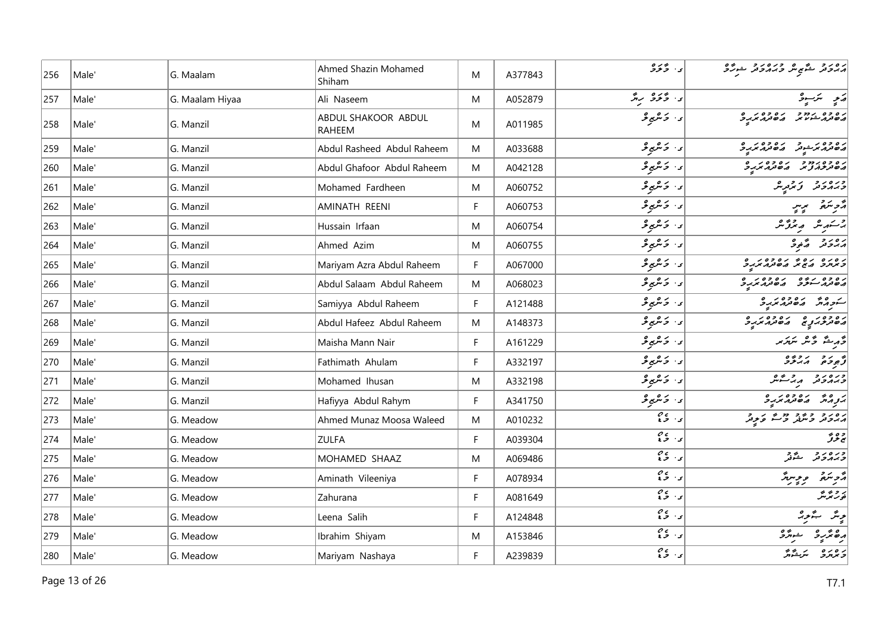| 256 | Male' | G. Maalam | Ahmed Shazin Mohamed Shiham | M | A377843 | ގ. މާލަމް | އަހުމަދު ޝާޒިން މުހައްމަދު ޝިހާމް |
|---|---|---|---|---|---|---|---|
| 257 | Male' | G. Maalam Hiyaa | Ali Naseem | M | A052879 | ގ. މާލަމް ހިޔާ | އަލި ނަސީމް |
| 258 | Male' | G. Manzil | ABDUL SHAKOOR ABDUL RAHEEM | M | A011985 | ގ. މަންޒިލް | އަބްދުލްޝަކޫރު އަބްދުއްރަޙީމް |
| 259 | Male' | G. Manzil | Abdul Rasheed Abdul Raheem | M | A033688 | ގ. މަންޒިލް | އަބްދުއްރަޝީދު އަބްދުއްރަޙީމް |
| 260 | Male' | G. Manzil | Abdul Ghafoor Abdul Raheem | M | A042128 | ގ. މަންޒިލް | އަބްދުލްޣަފޫރު އަބްދުއްރަޙީމް |
| 261 | Male' | G. Manzil | Mohamed Fardheen | M | A060752 | ގ. މަންޒިލް | މުހައްމަދު ފަރުދީން |
| 262 | Male' | G. Manzil | AMINATH REENI | F | A060753 | ގ. މަންޒިލް | އާމިނަތު ރީނީ |
| 263 | Male' | G. Manzil | Hussain Irfaan | M | A060754 | ގ. މަންޒިލް | ހުސައިން އިރުފާން |
| 264 | Male' | G. Manzil | Ahmed Azim | M | A060755 | ގ. މަންޒިލް | އަހުމަދު އާޒިމް |
| 265 | Male' | G. Manzil | Mariyam Azra Abdul Raheem | F | A067000 | ގ. މަންޒިލް | މަރިޔަމް އަޒްރާ އަބްދުއްރަޙީމް |
| 266 | Male' | G. Manzil | Abdul Salaam Abdul Raheem | M | A068023 | ގ. މަންޒިލް | އަބްދުއްސަލާމް އަބްދުއްރަޙީމް |
| 267 | Male' | G. Manzil | Samiyya Abdul Raheem | F | A121488 | ގ. މަންޒިލް | ސަމިއްޔާ އަބްދުއްރަޙީމް |
| 268 | Male' | G. Manzil | Abdul Hafeez Abdul Raheem | M | A148373 | ގ. މަންޒިލް | އަބްދުލްޙަފީޒު އަބްދުއްރަޙީމް |
| 269 | Male' | G. Manzil | Maisha Mann Nair | F | A161229 | ގ. މަންޒިލް | މާއިޝާ މާން ނަޢަރ |
| 270 | Male' | G. Manzil | Fathimath Ahulam | F | A332197 | ގ. މަންޒިލް | ފާތިމަތު އަހުލަމް |
| 271 | Male' | G. Manzil | Mohamed Ihusan | M | A332198 | ގ. މަންޒިލް | މުހައްމަދު އިހުސާން |
| 272 | Male' | G. Manzil | Hafiyya Abdul Rahym | F | A341750 | ގ. މަންޒިލް | ހަފިއްޔާ އަބްދުއްރަޙީމް |
| 273 | Male' | G. Meadow | Ahmed Munaz Moosa Waleed | M | A010232 | ގ. މީޑޯ | އަހުމަދު މުނާޒު މޫސާ ވަލީދު |
| 274 | Male' | G. Meadow | ZULFA | F | A039304 | ގ. މީޑޯ | ޒުލްފާ |
| 275 | Male' | G. Meadow | MOHAMED SHAAZ | M | A069486 | ގ. މީޑޯ | މުހައްމަދު ޝާޒު |
| 276 | Male' | G. Meadow | Aminath Vileeniya | F | A078934 | ގ. މީޑޯ | އާމިނަތު ވިލީނިޔާ |
| 277 | Male' | G. Meadow | Zahurana | F | A081649 | ގ. މީޑޯ | ޒަހުރާނާ |
| 278 | Male' | G. Meadow | Leena Salih | F | A124848 | ގ. މީޑޯ | ލީނާ ސާލިހު |
| 279 | Male' | G. Meadow | Ibrahim Shiyam | M | A153846 | ގ. މީޑޯ | އިބްރާހީމް ޝިޔާމް |
| 280 | Male' | G. Meadow | Mariyam Nashaya | F | A239839 | ގ. މީޑޯ | މަރިޔަމް ނަޝާޔާ |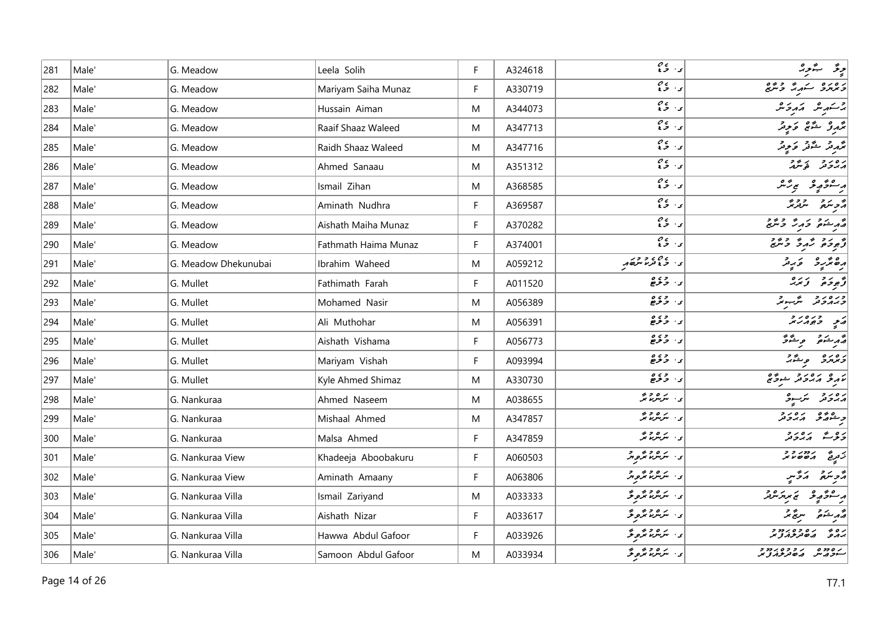| 281 | Male' | G. Meadow | Leela Solih | F | A324618 | ގ. މީޑޯ | ލީލާ ސާލިހު |
|---|---|---|---|---|---|---|---|
| 282 | Male' | G. Meadow | Mariyam Saiha Munaz | F | A330719 | ގ. މީޑޯ | މަރިޔަމް ސައިހާ މުނާޒް |
| 283 | Male' | G. Meadow | Hussain Aiman | M | A344073 | ގ. މީޑޯ | ހުސައިން އައިމަން |
| 284 | Male' | G. Meadow | Raaif Shaaz Waleed | M | A347713 | ގ. މީޑޯ | ރާއިފް ޝާޒް ވަލީދު |
| 285 | Male' | G. Meadow | Raidh Shaaz Waleed | M | A347716 | ގ. މީޑޯ | ރާއިދު ޝާޒު ވަލީދު |
| 286 | Male' | G. Meadow | Ahmed Sanaau | M | A351312 | ގ. މީޑޯ | އަހުމަދު ޞަނާއު |
| 287 | Male' | G. Meadow | Ismail Zihan | M | A368585 | ގ. މީޑޯ | އިސްމާޢީލް ޒިހާން |
| 288 | Male' | G. Meadow | Aminath Nudhra | F | A369587 | ގ. މީޑޯ | އާމިނަތު ނުދުރާ |
| 289 | Male' | G. Meadow | Aishath Maiha Munaz | F | A370282 | ގ. މީޑޯ | ޢާއިޝަތު މައިހާ މުނާޒް |
| 290 | Male' | G. Meadow | Fathmath Haima Munaz | F | A374001 | ގ. މީޑޯ | ފާތިމަތު ހާއިމާ މުނާޒް |
| 291 | Male' | G. Meadow Dhekunubai | Ibrahim Waheed | M | A059212 | ގ. މީޑޯދެކުނުބައި | އިބްރާހީމް ވަހީދު |
| 292 | Male' | G. Mullet | Fathimath Farah | F | A011520 | ގ. މުލެޓް | ފާތިމަތު ފަރަހް |
| 293 | Male' | G. Mullet | Mohamed Nasir | M | A056389 | ގ. މުލެޓް | މުހައްމަދު ނާސިރު |
| 294 | Male' | G. Mullet | Ali Muthohar | M | A056391 | ގ. މުލެޓް | އަލި މުތުހަރު |
| 295 | Male' | G. Mullet | Aishath Vishama | F | A056773 | ގ. މުލެޓް | ޢާއިޝަތު ވިޝާމާ |
| 296 | Male' | G. Mullet | Mariyam Vishah | F | A093994 | ގ. މުލެޓް | މަރިޔަމް ވިޝާހު |
| 297 | Male' | G. Mullet | Kyle Ahmed Shimaz | M | A330730 | ގ. މުލެޓް | ކައިލް އަހުމަދު ޝިމާޒް |
| 298 | Male' | G. Nankuraa | Ahmed Naseem | M | A038655 | ގ. ނަންކުރާ | އަހުމަދު ނަސީމް |
| 299 | Male' | G. Nankuraa | Mishaal Ahmed | M | A347857 | ގ. ނަންކުރާ | މިޝްޢަލް އަހުމަދު |
| 300 | Male' | G. Nankuraa | Malsa Ahmed | F | A347859 | ގ. ނަންކުރާ | މަލްސާ އަހުމަދު |
| 301 | Male' | G. Nankuraa View | Khadeeja Aboobakuru | F | A060503 | ގ. ނަންކުރާވިއު | ޚަދީޖާ އަބޫބަކުރު |
| 302 | Male' | G. Nankuraa View | Aminath Amaany | F | A063806 | ގ. ނަންކުރާވިއު | އާމިނަތު އަމާނީ |
| 303 | Male' | G. Nankuraa Villa | Ismail Zariyand | M | A033333 | ގ. ނަންކުރާވިލާ | އިސްމާޢީލް ޒަރިޔަންދު |
| 304 | Male' | G. Nankuraa Villa | Aishath Nizar | F | A033617 | ގ. ނަންކުރާވިލާ | ޢާއިޝަތު ނިޒާރު |
| 305 | Male' | G. Nankuraa Villa | Hawwa Abdul Gafoor | F | A033926 | ގ. ނަންކުރާވިލާ | ހައްވާ އަބްދުލްޣަފޫރު |
| 306 | Male' | G. Nankuraa Villa | Samoon Abdul Gafoor | M | A033934 | ގ. ނަންކުރާވިލާ | ސަމޫން އަބްދުލްޣަފޫރު |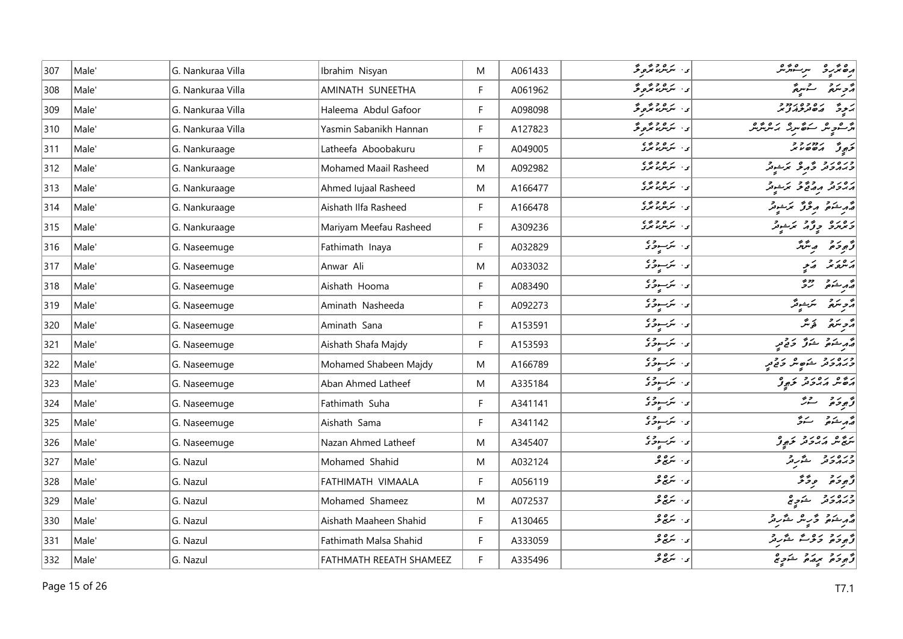| 307 | Male' | G. Nankuraa Villa | Ibrahim Nisyan | M | A061433 | ގ. ނަންކުރާވިލާ | އިބްރާހީމް ނިސްޔާން |
|---|---|---|---|---|---|---|---|
| 308 | Male' | G. Nankuraa Villa | AMINATH SUNEETHA | F | A061962 | ގ. ނަންކުރާވިލާ | އާމިނަތު ސުނީތާ |
| 309 | Male' | G. Nankuraa Villa | Haleema Abdul Gafoor | F | A098098 | ގ. ނަންކުރާވިލާ | ހަލީމާ އަބްދުލްޣަފޫރު |
| 310 | Male' | G. Nankuraa Villa | Yasmin Sabanikh Hannan | F | A127823 | ގ. ނަންކުރާވިލާ | ޔާސްމިން ސަބަނިކް ހަންނާން |
| 311 | Male' | G. Nankuraage | Latheefa Aboobakuru | F | A049005 | ގ. ނަންކުރާގެ | ލަތީފާ އަބޫބަކުރު |
| 312 | Male' | G. Nankuraage | Mohamed Maail Rasheed | M | A092982 | ގ. ނަންކުރާގެ | މުހައްމަދު މާއިލް ރަޝީދު |
| 313 | Male' | G. Nankuraage | Ahmed Iujaal Rasheed | M | A166477 | ގ. ނަންކުރާގެ | އަހުމަދު އިއުޖާލް ރަޝީދު |
| 314 | Male' | G. Nankuraage | Aishath Ilfa Rasheed | F | A166478 | ގ. ނަންކުރާގެ | އައިޝަތު އިލްފާ ރަޝީދު |
| 315 | Male' | G. Nankuraage | Mariyam Meefau Rasheed | F | A309236 | ގ. ނަންކުރާގެ | މަރިޔަމް މީފައު ރަޝީދު |
| 316 | Male' | G. Naseemuge | Fathimath Inaya | F | A032829 | ގ. ނަސީމުގެ | ފާތިމަތު އިނާޔާ |
| 317 | Male' | G. Naseemuge | Anwar Ali | M | A033032 | ގ. ނަސީމުގެ | އަންވަރު އަލި |
| 318 | Male' | G. Naseemuge | Aishath Hooma | F | A083490 | ގ. ނަސީމުގެ | އައިޝަތު ހޫމާ |
| 319 | Male' | G. Naseemuge | Aminath Nasheeda | F | A092273 | ގ. ނަސީމުގެ | އާމިނަތު ނަޝީދާ |
| 320 | Male' | G. Naseemuge | Aminath Sana | F | A153591 | ގ. ނަސީމުގެ | އާމިނަތު �girl ސަނާ |
| 321 | Male' | G. Naseemuge | Aishath Shafa Majdy | F | A153593 | ގ. ނަސީމުގެ | އައިޝަތު ޝަފާ މަޖްދީ |
| 322 | Male' | G. Naseemuge | Mohamed Shabeen Majdy | M | A166789 | ގ. ނަސީމުގެ | މުހައްމަދު ޝަބީން މަޖްދީ |
| 323 | Male' | G. Naseemuge | Aban Ahmed Latheef | M | A335184 | ގ. ނަސީމުގެ | އަބާން އަހުމަދު ލަތީފު |
| 324 | Male' | G. Naseemuge | Fathimath Suha | F | A341141 | ގ. ނަސީމުގެ | ފާތިމަތު ސުހާ |
| 325 | Male' | G. Naseemuge | Aishath Sama | F | A341142 | ގ. ނަސީމުގެ | އައިޝަތު ސަމާ |
| 326 | Male' | G. Naseemuge | Nazan Ahmed Latheef | M | A345407 | ގ. ނަސީމުގެ | ނަޒާން އަހުމަދު ލަތީފު |
| 327 | Male' | G. Nazul | Mohamed Shahid | M | A032124 | ގ. ނަޒުލް | މުހައްމަދު ޝާހިދު |
| 328 | Male' | G. Nazul | FATHIMATH VIMAALA | F | A056119 | ގ. ނަޒުލް | ފާތިމަތު ވިމާލާ |
| 329 | Male' | G. Nazul | Mohamed Shameez | M | A072537 | ގ. ނަޒުލް | މުހައްމަދު ޝަމީޒު |
| 330 | Male' | G. Nazul | Aishath Maaheen Shahid | F | A130465 | ގ. ނަޒުލް | އައިޝަތު މާހީން ޝާހިދު |
| 331 | Male' | G. Nazul | Fathimath Malsa Shahid | F | A333059 | ގ. ނަޒުލް | ފާތިމަތު މަލްސާ ޝާހިދު |
| 332 | Male' | G. Nazul | FATHMATH REEATH SHAMEEZ | F | A335496 | ގ. ނަޒުލް | ފާތިމަތު ރީއަތު ޝަމީޒު |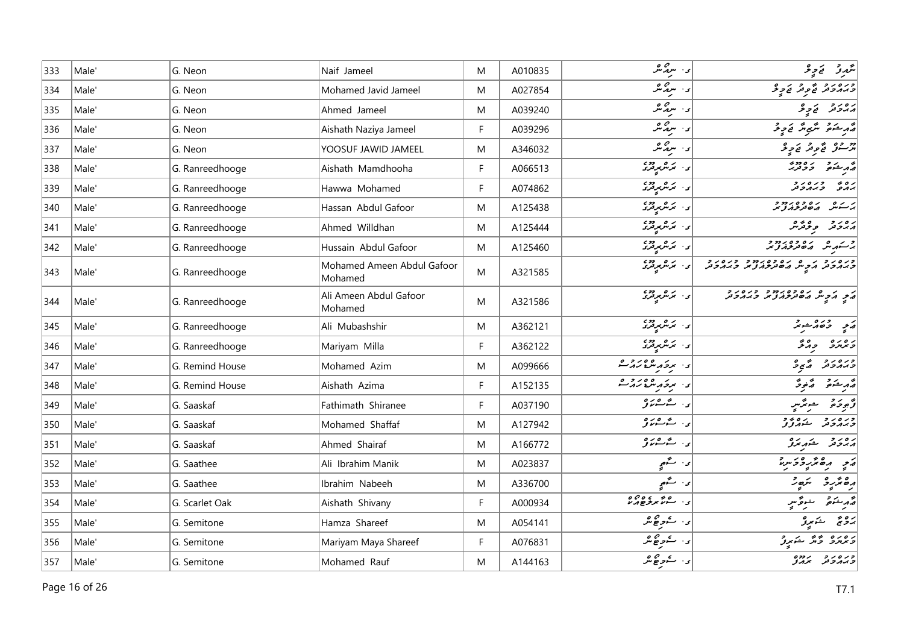| 333 | Male' | G. Neon | Naif Jameel | M | A010835 | ގ. ނިއޮން | ނާއިފް ޖަމީލް |
|---|---|---|---|---|---|---|---|
| 334 | Male' | G. Neon | Mohamed Javid Jameel | M | A027854 | ގ. ނިއޮން | މުހައްމަދު ޖާވިދު ޖަމީލް |
| 335 | Male' | G. Neon | Ahmed Jameel | M | A039240 | ގ. ނިއޮން | އަހްމަދު ޖަމީލް |
| 336 | Male' | G. Neon | Aishath Naziya Jameel | F | A039296 | ގ. ނިއޮން | އައިޝަތު ނާޒިޔާ ޖަމީލް |
| 337 | Male' | G. Neon | YOOSUF JAWID JAMEEL | M | A346032 | ގ. ނިއޮން | ޔޫސުފް ޖާވިދު ޖަމީލް |
| 338 | Male' | G. Ranreedhooge | Aishath Mamdhooha | F | A066513 | ގ. ރަންރީދޫގެ | އައިޝަތު މަމްދޫހާ |
| 339 | Male' | G. Ranreedhooge | Hawwa Mohamed | F | A074862 | ގ. ރަންރީދޫގެ | ހައްވާ މުހައްމަދު |
| 340 | Male' | G. Ranreedhooge | Hassan Abdul Gafoor | M | A125438 | ގ. ރަންރީދޫގެ | ހަސަން އަބްދުލްޣަފޫރު |
| 341 | Male' | G. Ranreedhooge | Ahmed Willdhan | M | A125444 | ގ. ރަންރީދޫގެ | އަހްމަދު ވިލްދާން |
| 342 | Male' | G. Ranreedhooge | Hussain Abdul Gafoor | M | A125460 | ގ. ރަންރީދޫގެ | ހުސައިން އަބްދުލްޣަފޫރު |
| 343 | Male' | G. Ranreedhooge | Mohamed Ameen Abdul Gafoor Mohamed | M | A321585 | ގ. ރަންރީދޫގެ | މުހައްމަދު އަމީން އަބްދުލްޣަފޫރު މުހައްމަދު |
| 344 | Male' | G. Ranreedhooge | Ali Ameen Abdul Gafoor Mohamed | M | A321586 | ގ. ރަންރީދޫގެ | އަލި އަމީން އަބްދުލްޣަފޫރު މުހައްމަދު |
| 345 | Male' | G. Ranreedhooge | Ali Mubashshir | M | A362121 | ގ. ރަންރީދޫގެ | އަލި މުބައްޝިރު |
| 346 | Male' | G. Ranreedhooge | Mariyam Milla | F | A362122 | ގ. ރަންރީދޫގެ | މަރިޔަމް މިއްލާ |
| 347 | Male' | G. Remind House | Mohamed Azim | M | A099666 | ގ. ރިމައިންޑްހައުސް | މުހައްމަދު އާޒިމް |
| 348 | Male' | G. Remind House | Aishath Azima | F | A152135 | ގ. ރިމައިންޑްހައުސް | އައިޝަތު އާޒިމާ |
| 349 | Male' | G. Saaskaf | Fathimath Shiranee | F | A037190 | ގ. ސާސްކަފް | ފާތިމަތު ޝިރާނީ |
| 350 | Male' | G. Saaskaf | Mohamed Shaffaf | M | A127942 | ގ. ސާސްކަފް | މުހައްމަދު ޝައްފާފް |
| 351 | Male' | G. Saaskaf | Ahmed Shairaf | M | A166772 | ގ. ސާސްކަފް | އަހްމަދު ޝައިރަފް |
| 352 | Male' | G. Saathee | Ali Ibrahim Manik | M | A023837 | ގ. ސާތީ | އަލި އިބްރާހީމްމަނިކު |
| 353 | Male' | G. Saathee | Ibrahim Nabeeh | M | A336700 | ގ. ސާތީ | އިބްރާހީމް ނަބީހު |
| 354 | Male' | G. Scarlet Oak | Aishath Shivany | F | A000934 | ގ. ސްކާރލެޓްއޯކް | އައިޝަތު ޝިވާނީ |
| 355 | Male' | G. Semitone | Hamza Shareef | M | A054141 | ގ. ސެމިޓޯން | ހަމްޒާ ޝަރީފް |
| 356 | Male' | G. Semitone | Mariyam Maya Shareef | F | A076831 | ގ. ސެމިޓޯން | މަރިޔަމް މާޔާ ޝަރީފް |
| 357 | Male' | G. Semitone | Mohamed Rauf | M | A144163 | ގ. ސެމިޓޯން | މުހައްމަދު ރައުފް |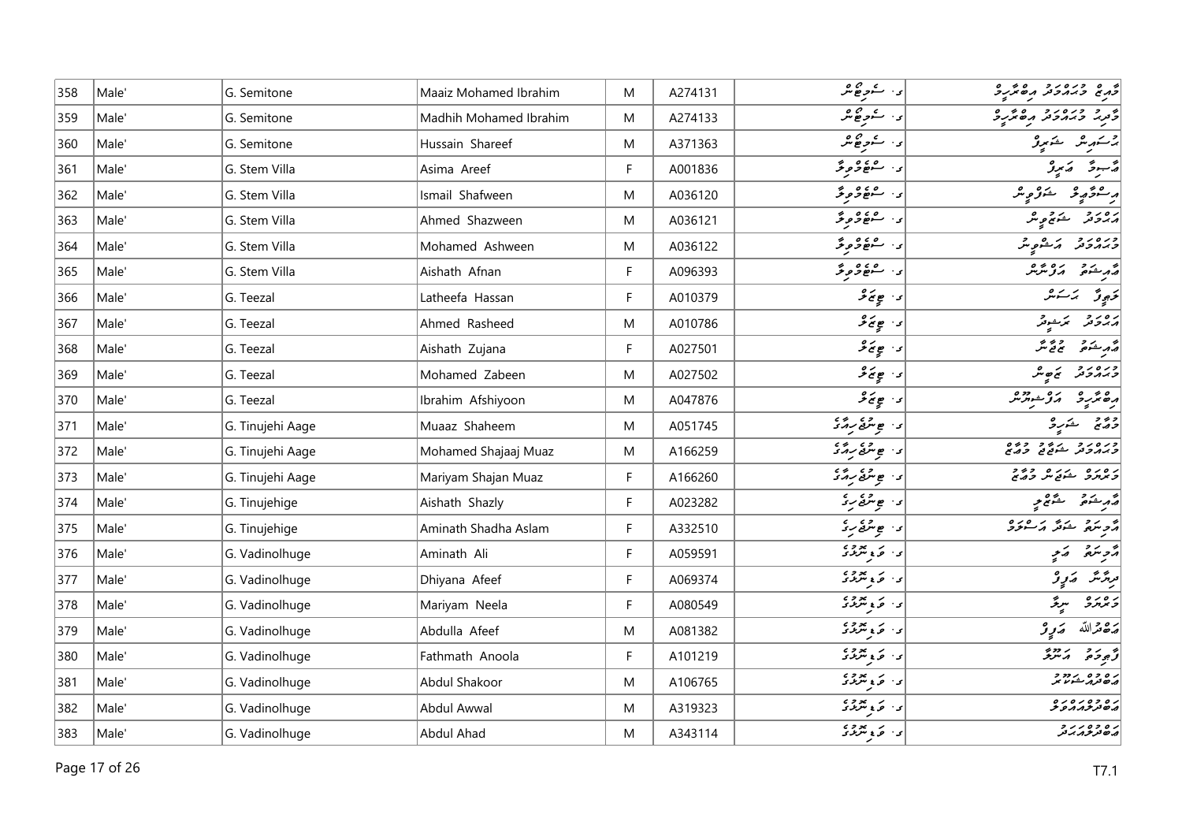| 358 | Male' | G. Semitone | Maaiz Mohamed Ibrahim | M | A274131 | ގ. ސެމިޓޯން | މާއިޒް މުހައްމަދު އިބްރާހީމް |
|---|---|---|---|---|---|---|---|
| 359 | Male' | G. Semitone | Madhih Mohamed Ibrahim | M | A274133 | ގ. ސެމިޓޯން | މާދިހް މުހައްމަދު އިބްރާހީމް |
| 360 | Male' | G. Semitone | Hussain Shareef | M | A371363 | ގ. ސެމިޓޯން | ހުސައިން ޝަރީފް |
| 361 | Male' | G. Stem Villa | Asima Areef | F | A001836 | ގ. ސްޓެމްވިލާ | އާސިމާ އަރީފް |
| 362 | Male' | G. Stem Villa | Ismail Shafween | M | A036120 | ގ. ސްޓެމްވިލާ | އިސްމާއީލް ޝަފްވީން |
| 363 | Male' | G. Stem Villa | Ahmed Shazween | M | A036121 | ގ. ސްޓެމްވިލާ | އަހްމަދު ޝަޒްވީން |
| 364 | Male' | G. Stem Villa | Mohamed Ashween | M | A036122 | ގ. ސްޓެމްވިލާ | މުހައްމަދު އަޝްވީން |
| 365 | Male' | G. Stem Villa | Aishath Afnan | F | A096393 | ގ. ސްޓެމްވިލާ | އާއިޝަތު އަފްނާން |
| 366 | Male' | G. Teezal | Latheefa Hassan | F | A010379 | ގ. ޓީޒަލް | ލަޠީފާ ހަސަން |
| 367 | Male' | G. Teezal | Ahmed Rasheed | M | A010786 | ގ. ޓީޒަލް | އަހްމަދު ރަޝީދު |
| 368 | Male' | G. Teezal | Aishath Zujana | F | A027501 | ގ. ޓީޒަލް | އާއިޝަތު ޒުޖާނާ |
| 369 | Male' | G. Teezal | Mohamed Zabeen | M | A027502 | ގ. ޓީޒަލް | މުހައްމަދު ޒަބީން |
| 370 | Male' | G. Teezal | Ibrahim Afshiyoon | M | A047876 | ގ. ޓީޒަލް | އިބްރާހީމް އަފްޝިޔޫން |
| 371 | Male' | G. Tinujehi Aage | Muaaz Shaheem | M | A051745 | ގ. ޓިނުޖެހިއާގެ | މުޢާޛް ޝަހީމް |
| 372 | Male' | G. Tinujehi Aage | Mohamed Shajaaj Muaz | M | A166259 | ގ. ޓިނުޖެހިއާގެ | މުހައްމަދު ޝަޖާޖް މުޢާޛް |
| 373 | Male' | G. Tinujehi Aage | Mariyam Shajan Muaz | F | A166260 | ގ. ޓިނުޖެހިއާގެ | މަރިޔަމް ޝަޖަން މުޢާޛް |
| 374 | Male' | G. Tinujehige | Aishath Shazly | F | A023282 | ގ. ޓިނުޖެހިގެ | އާއިޝަތު ޝާޒްލީ |
| 375 | Male' | G. Tinujehige | Aminath Shadha Aslam | F | A332510 | ގ. ޓިނުޖެހިގެ | އާމިނަތު ޝަދާ އަސްލަމް |
| 376 | Male' | G. Vadinolhuge | Aminath Ali | F | A059591 | ގ. ވަޑިނޯޅުގެ | އާމިނަތު އަލި |
| 377 | Male' | G. Vadinolhuge | Dhiyana Afeef | F | A069374 | ގ. ވަޑިނޯޅުގެ | ދިޔާނާ އަފީފް |
| 378 | Male' | G. Vadinolhuge | Mariyam Neela | F | A080549 | ގ. ވަޑިނޯޅުގެ | މަރިޔަމް ނީލާ |
| 379 | Male' | G. Vadinolhuge | Abdulla Afeef | M | A081382 | ގ. ވަޑިނޯޅުގެ | އަބްދުﷲ އަފީފް |
| 380 | Male' | G. Vadinolhuge | Fathmath Anoola | F | A101219 | ގ. ވަޑިނޯޅުގެ | ފާތިމަތު އަނޫލާ |
| 381 | Male' | G. Vadinolhuge | Abdul Shakoor | M | A106765 | ގ. ވަޑިނޯޅުގެ | އަބްދުލްޝަކޫރު |
| 382 | Male' | G. Vadinolhuge | Abdul Awwal | M | A319323 | ގ. ވަޑިނޯޅުގެ | އަބްދުލްއައްވަލް |
| 383 | Male' | G. Vadinolhuge | Abdul Ahad | M | A343114 | ގ. ވަޑިނޯޅުގެ | އަބްދުލްއަހަދު |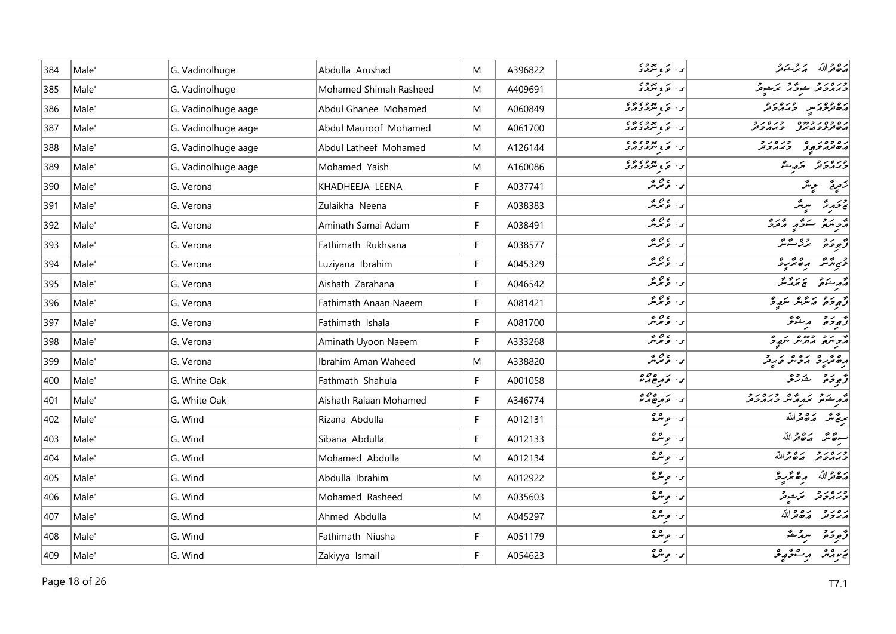| 384 | Male' | G. Vadinolhuge | Abdulla Arushad | M | A396822 | ގ. ވަޑިނޮޅުގެ | އަބްދުﷲ އަރުޝަދު |
|---|---|---|---|---|---|---|---|
| 385 | Male' | G. Vadinolhuge | Mohamed Shimah Rasheed | M | A409691 | ގ. ވަޑިނޮޅުގެ | މުހައްމަދު ޝިމާހް ރަޝީދު |
| 386 | Male' | G. Vadinolhuge aage | Abdul Ghanee Mohamed | M | A060849 | ގ. ވަޑިނޮޅުގެއާގެ | އަބްދުލްޣަނީ މުހައްމަދު |
| 387 | Male' | G. Vadinolhuge aage | Abdul Mauroof Mohamed | M | A061700 | ގ. ވަޑިނޮޅުގެއާގެ | އަބްދުލްމަޢުރޫފް މުހައްމަދު |
| 388 | Male' | G. Vadinolhuge aage | Abdul Latheef Mohamed | M | A126144 | ގ. ވަޑިނޮޅުގެއާގެ | އަބްދުއްލަޠީފް މުހައްމަދު |
| 389 | Male' | G. Vadinolhuge aage | Mohamed Yaish | M | A160086 | ގ. ވަޑިނޮޅުގެއާގެ | މުހައްމަދު ޔައިޝް |
| 390 | Male' | G. Verona | KHADHEEJA LEENA | F | A037741 | ގ. ވެރޯނާ | ޚަދީޖާ ލީނާ |
| 391 | Male' | G. Verona | Zulaikha Neena | F | A038383 | ގ. ވެރޯނާ | ޒުލައިޚާ ނީނާ |
| 392 | Male' | G. Verona | Aminath Samai Adam | F | A038491 | ގ. ވެރޯނާ | އާމިނަތު ސަމާއީ އާދަމް |
| 393 | Male' | G. Verona | Fathimath Rukhsana | F | A038577 | ގ. ވެރޯނާ | ފާތިމަތު ރުޚްސާނާ |
| 394 | Male' | G. Verona | Luziyana Ibrahim | F | A045329 | ގ. ވެރޯނާ | ލުޒިޔާނާ އިބްރާހީމް |
| 395 | Male' | G. Verona | Aishath Zarahana | F | A046542 | ގ. ވެރޯނާ | އާއިޝަތު ޒަރަހާނާ |
| 396 | Male' | G. Verona | Fathimath Anaan Naeem | F | A081421 | ގ. ވެރޯނާ | ފާތިމަތު އަނާން ނައީމް |
| 397 | Male' | G. Verona | Fathimath Ishala | F | A081700 | ގ. ވެރޯނާ | ފާތިމަތު އިޝާލާ |
| 398 | Male' | G. Verona | Aminath Uyoon Naeem | F | A333268 | ގ. ވެރޯނާ | އާމިނަތު އުޔޫން ނައީމް |
| 399 | Male' | G. Verona | Ibrahim Aman Waheed | M | A338820 | ގ. ވެރޯނާ | އިބްރާހީމް އަމާން ވަޙީދު |
| 400 | Male' | G. White Oak | Fathmath Shahula | F | A001058 | ގ. ވައިޓްއޯކް | ފާތިމަތު ޝަހުލާ |
| 401 | Male' | G. White Oak | Aishath Raiaan Mohamed | F | A346774 | ގ. ވައިޓްއޯކް | އާއިޝަތު ރައިއާން މުހައްމަދު |
| 402 | Male' | G. Wind | Rizana Abdulla | F | A012131 | ގ. ވިންޑް | ރިޒާނާ އަބްދުﷲ |
| 403 | Male' | G. Wind | Sibana Abdulla | F | A012133 | ގ. ވިންޑް | ސިބާނާ އަބްދުﷲ |
| 404 | Male' | G. Wind | Mohamed Abdulla | M | A012134 | ގ. ވިންޑް | މުހައްމަދު އަބްދުﷲ |
| 405 | Male' | G. Wind | Abdulla Ibrahim | M | A012922 | ގ. ވިންޑް | އަބްދުﷲ އިބްރާހީމް |
| 406 | Male' | G. Wind | Mohamed Rasheed | M | A035603 | ގ. ވިންޑް | މުހައްމަދު ރަޝީދު |
| 407 | Male' | G. Wind | Ahmed Abdulla | M | A045297 | ގ. ވިންޑް | އަހްމަދު އަބްދުﷲ |
| 408 | Male' | G. Wind | Fathimath Niusha | F | A051179 | ގ. ވިންޑް | ފާތިމަތު ނިއުޝާ |
| 409 | Male' | G. Wind | Zakiyya Ismail | F | A054623 | ގ. ވިންޑް | ޒަކިއްޔާ އިސްމާއީލް |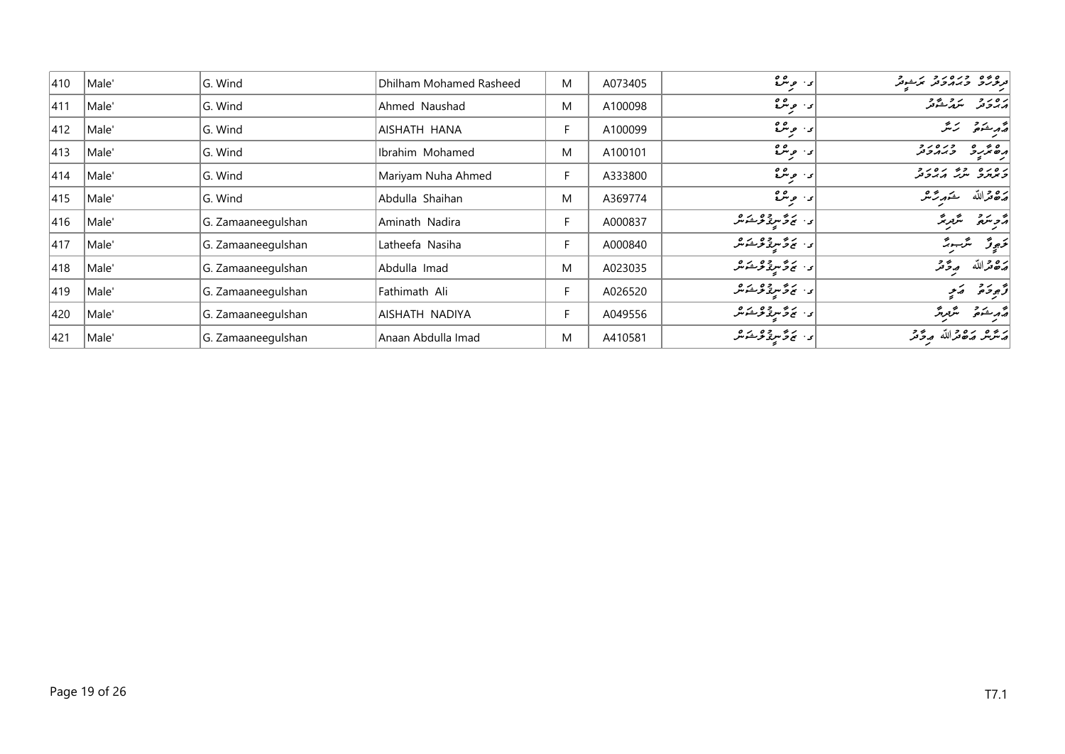| 410 | Male' | G. Wind | Dhilham Mohamed Rasheed | M | A073405 | ގ. ވިންޑް | ދިލްހާމް މުޙައްމަދު ރަޝީދު |
|---|---|---|---|---|---|---|---|
| 411 | Male' | G. Wind | Ahmed Naushad | M | A100098 | ގ. ވިންޑް | އަޙްމަދު ނައުޝާދު |
| 412 | Male' | G. Wind | AISHATH HANA | F | A100099 | ގ. ވިންޑް | އާއިޝަތުހަނާ |
| 413 | Male' | G. Wind | Ibrahim Mohamed | M | A100101 | ގ. ވިންޑް | އިބްރާހީމް މުޙައްމަދު |
| 414 | Male' | G. Wind | Mariyam Nuha Ahmed | F | A333800 | ގ. ވިންޑް | މަރިޔަމް ނުހާ އަޙްމަދު |
| 415 | Male' | G. Wind | Abdulla Shaihan | M | A369774 | ގ. ވިންޑް | އަބްދުﷲ ޝައިހާން |
| 416 | Male' | G. Zamaaneegulshan | Aminath Nadira | F | A000837 | ގ. ޒަމާނީގުލްޝަން | އާމިނަތު ނާދިރާ |
| 417 | Male' | G. Zamaaneegulshan | Latheefa Nasiha | F | A000840 | ގ. ޒަމާނީގުލްޝަން | ލަތީފާ ނާސިހާ |
| 418 | Male' | G. Zamaaneegulshan | Abdulla Imad | M | A023035 | ގ. ޒަމާނީގުލްޝަން | އަބްދުﷲ އިމާދު |
| 419 | Male' | G. Zamaaneegulshan | Fathimath Ali | F | A026520 | ގ. ޒަމާނީގުލްޝަން | ފާތިމަތު ޢަލި |
| 420 | Male' | G. Zamaaneegulshan | AISHATH NADIYA | F | A049556 | ގ. ޒަމާނީގުލްޝަން | އާއިޝަތު ނާދިޔާ |
| 421 | Male' | G. Zamaaneegulshan | Anaan Abdulla Imad | M | A410581 | ގ. ޒަމާނީގުލްޝަން | އަނާން އަބްދުﷲ އިމާދު |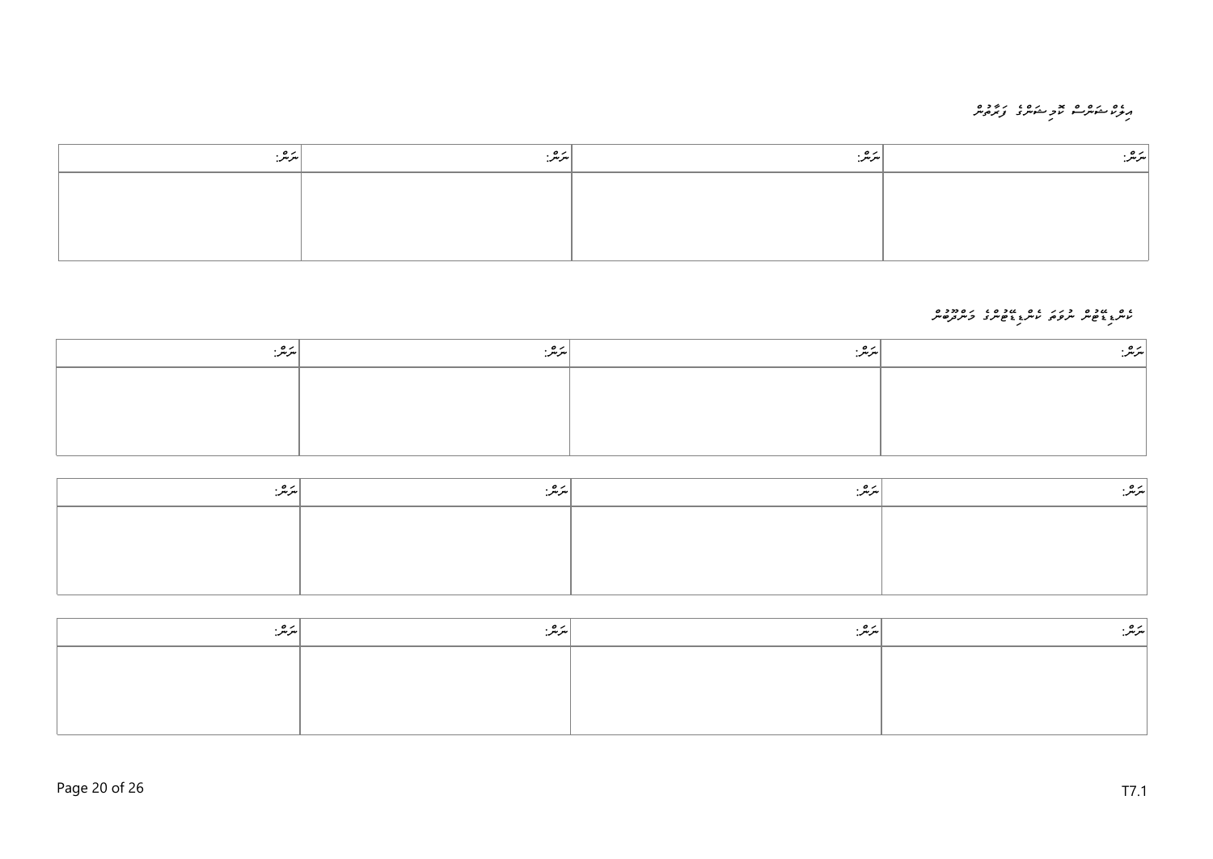ދިވެހިބަސްއާއި ކާރިސަތާއި ފަރާތުން

| ނަން: | ނަން: | ނަން: | ނަން: |
|---|---|---|---|
| | | | |

ކުންފުނީގެ ނުވަތަ ކުންފުނީގެ މަސްދަރު

| ނަން: | ނަން: | ނަން: | ނަން: |
|---|---|---|---|
| | | | |

| ނަން: | ނަން: | ނަން: | ނަން: |
|---|---|---|---|
| | | | |

| ނަން: | ނަން: | ނަން: | ނަން: |
|---|---|---|---|
| | | | |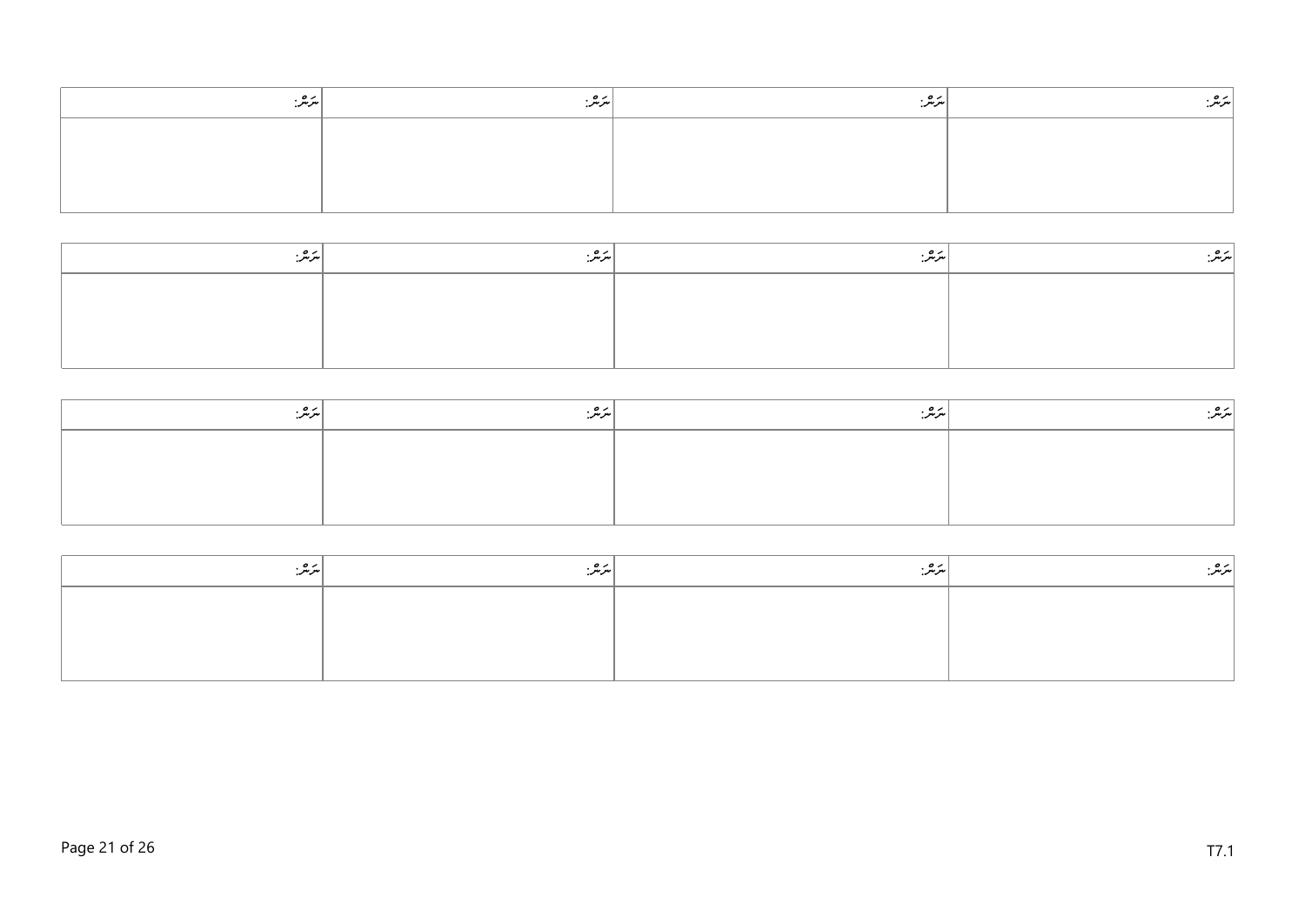| ނަރުދ: | ނަރުދ: | ނަރުދ: | ނަރުދ: |
| --- | --- | --- | --- |
| | | | |

| ނަރުދ: | ނަރުދ: | ނަރުދ: | ނަރުދ: |
| --- | --- | --- | --- |
| | | | |

| ނަރުދ: | ނަރުދ: | ނަރުދ: | ނަރުދ: |
| --- | --- | --- | --- |
| | | | |

| ނަރުދ: | ނަރުދ: | ނަރުދ: | ނަރުދ: |
| --- | --- | --- | --- |
| | | | |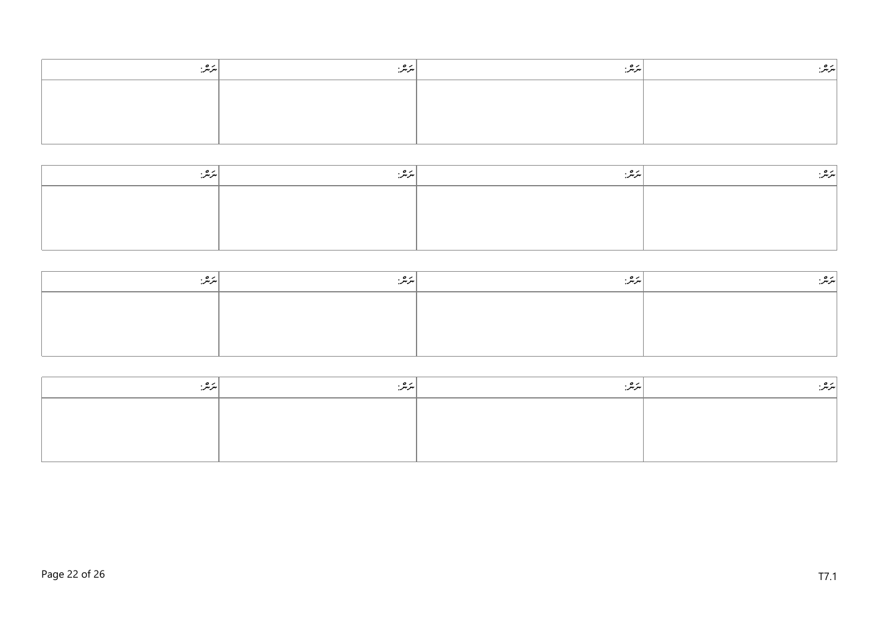| ސަރަޙ: | ސަރަޙ: | ސަރަޙ: | ސަރަޙ: |
| --- | --- | --- | --- |
| | | | |

| ސަރަޙ: | ސަރަޙ: | ސަރަޙ: | ސަރަޙ: |
| --- | --- | --- | --- |
| | | | |

| ސަރަޙ: | ސަރަޙ: | ސަރަޙ: | ސަރަޙ: |
| --- | --- | --- | --- |
| | | | |

| ސަރަޙ: | ސަރަޙ: | ސަރަޙ: | ސަރަޙ: |
| --- | --- | --- | --- |
| | | | |

T7.1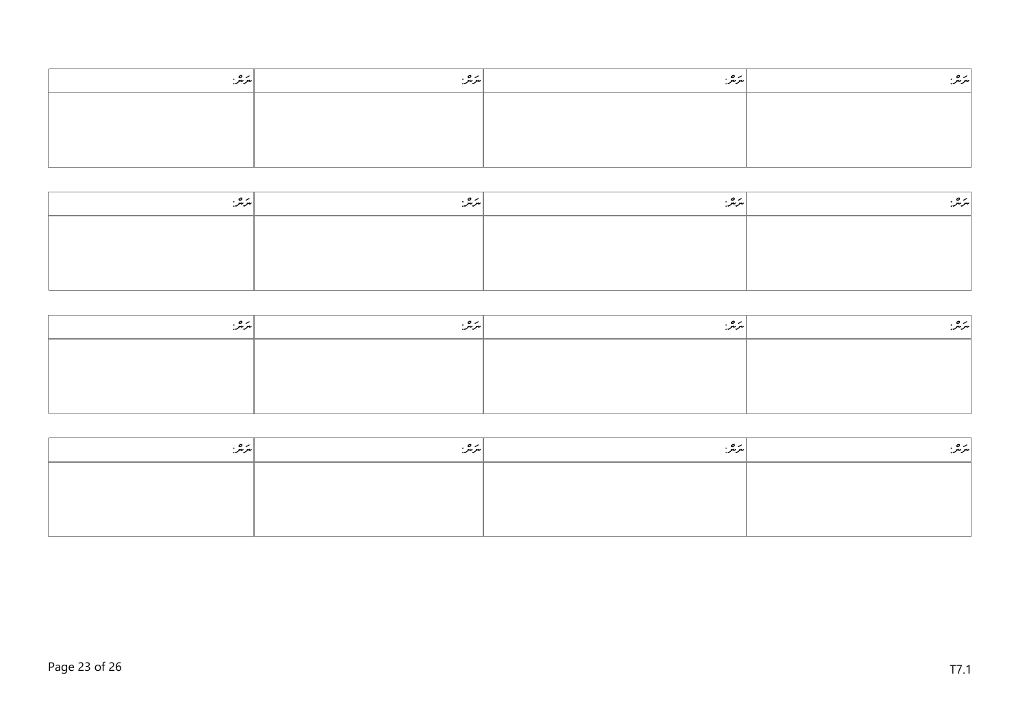| ނަރުދ: | ނަރުދ: | ނަރުދ: | ނަރުދ: |
| --- | --- | --- | --- |
| | | | |

| ނަރުދ: | ނަރުދ: | ނަރުދ: | ނަރުދ: |
| --- | --- | --- | --- |
| | | | |

| ނަރުދ: | ނަރުދ: | ނަރުދ: | ނަރުދ: |
| --- | --- | --- | --- |
| | | | |

| ނަރުދ: | ނަރުދ: | ނަރުދ: | ނަރުދ: |
| --- | --- | --- | --- |
| | | | |

T7.1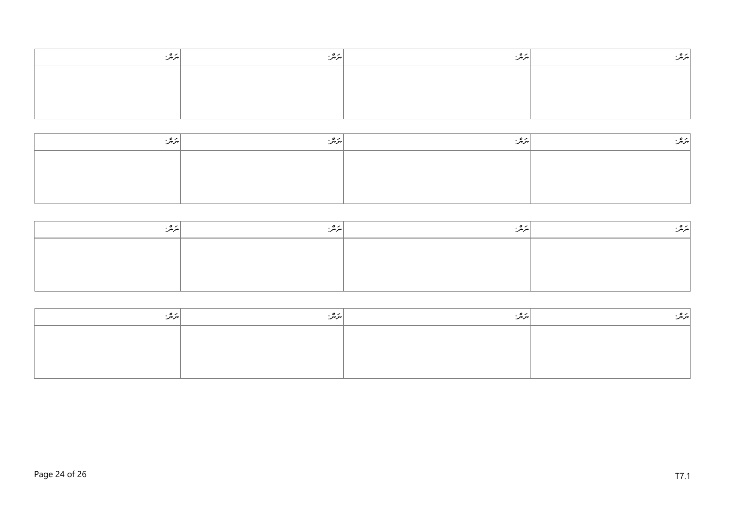| ނަންބަރ: | ނަންބަރ: | ނަންބަރ: | ނަންބަރ: |
| --- | --- | --- | --- |
| | | | |

| ނަންބަރ: | ނަންބަރ: | ނަންބަރ: | ނަންބަރ: |
| --- | --- | --- | --- |
| | | | |

| ނަންބަރ: | ނަންބަރ: | ނަންބަރ: | ނަންބަރ: |
| --- | --- | --- | --- |
| | | | |

| ނަންބަރ: | ނަންބަރ: | ނަންބަރ: | ނަންބަރ: |
| --- | --- | --- | --- |
| | | | |

T7.1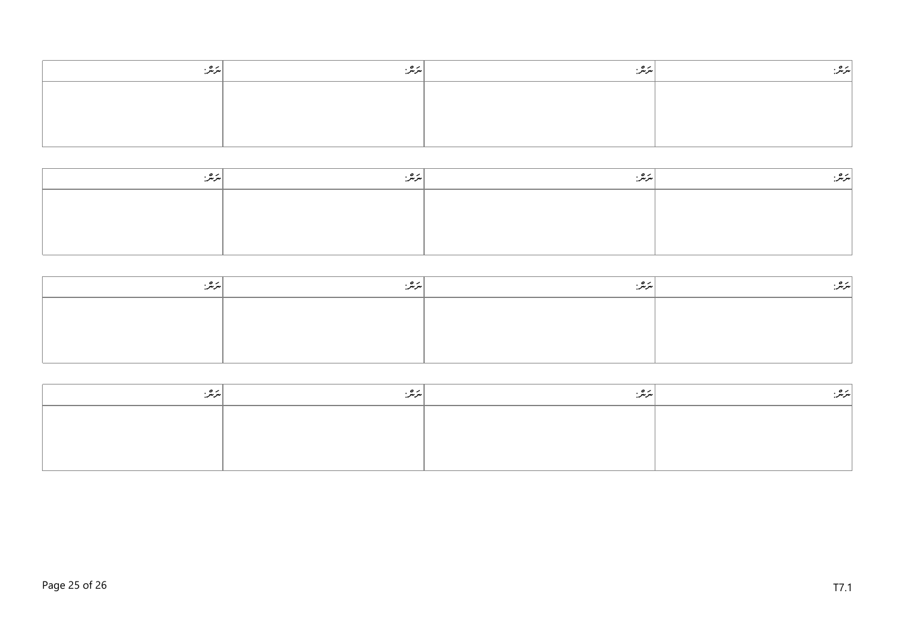| ނަރުނ: | ނަރުނ: | ނަރުނ: | ނަރުނ: |
| --- | --- | --- | --- |
| | | | |

| ނަރުނ: | ނަރުނ: | ނަރުނ: | ނަރުނ: |
| --- | --- | --- | --- |
| | | | |

| ނަރުނ: | ނަރުނ: | ނަރުނ: | ނަރުނ: |
| --- | --- | --- | --- |
| | | | |

| ނަރުނ: | ނަރުނ: | ނަރުނ: | ނަރުނ: |
| --- | --- | --- | --- |
| | | | |

T7.1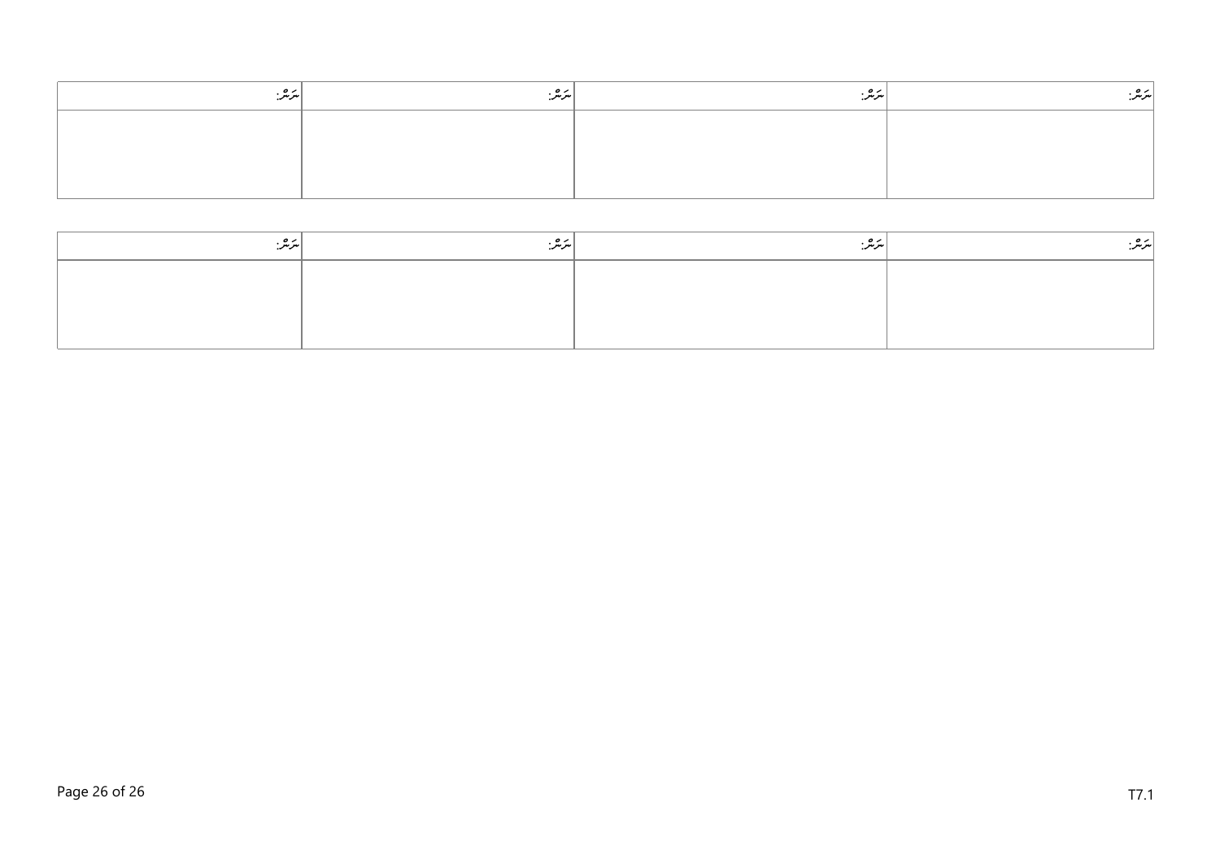| ىترىش: | ىترىش: | ىترىش: | ىترىش: |
| --- | --- | --- | --- |
| | | | |

| ىترىش: | ىترىش: | ىترىش: | ىترىش: |
| --- | --- | --- | --- |
| | | | |

T7.1